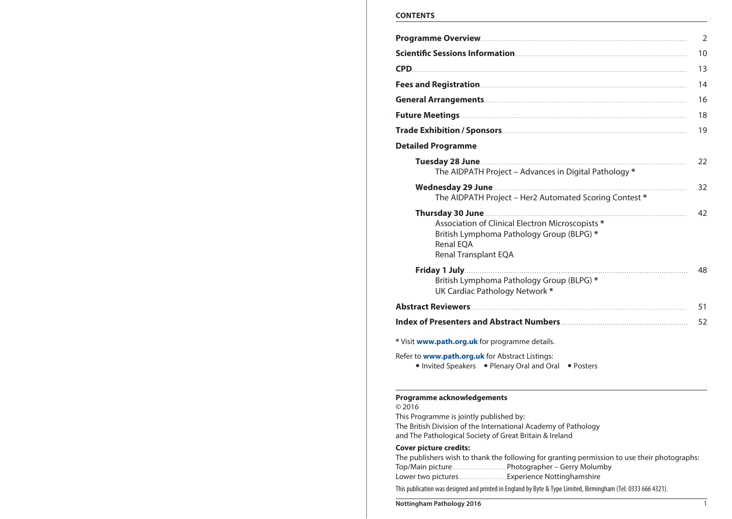**CONTENTS**

| | |
|---|---|
| **Programme Overview** | 2 |
| **Scientific Sessions Information** | 10 |
| **CPD** | 13 |
| **Fees and Registration** | 14 |
| **General Arrangements** | 16 |
| **Future Meetings** | 18 |
| **Trade Exhibition / Sponsors** | 19 |
| **Detailed Programme** | |
| **Tuesday 28 June** <br> The AIDPATH Project – Advances in Digital Pathology * | 22 |
| **Wednesday 29 June** <br> The AIDPATH Project – Her2 Automated Scoring Contest * | 32 |
| **Thursday 30 June** <br> Association of Clinical Electron Microscopists * <br> British Lymphoma Pathology Group (BLPG) * <br> Renal EQA <br> Renal Transplant EQA | 42 |
| **Friday 1 July** <br> British Lymphoma Pathology Group (BLPG) * <br> UK Cardiac Pathology Network * | 48 |
| **Abstract Reviewers** | 51 |
| **Index of Presenters and Abstract Numbers** | 52 |

* Visit **www.path.org.uk** for programme details.

Refer to **www.path.org.uk** for Abstract Listings:

- Invited Speakers
- Plenary Oral and Oral
- Posters

**Programme acknowledgements**

© 2016

This Programme is jointly published by:
The British Division of the International Academy of Pathology
and The Pathological Society of Great Britain & Ireland

**Cover picture credits:**

The publishers wish to thank the following for granting permission to use their photographs:

Top/Main picture............................Photographer – Gerry Molumby
Lower two pictures..........................Experience Nottinghamshire

This publication was designed and printed in England by Byte & Type Limited, Birmingham (Tel: 0333 666 4321).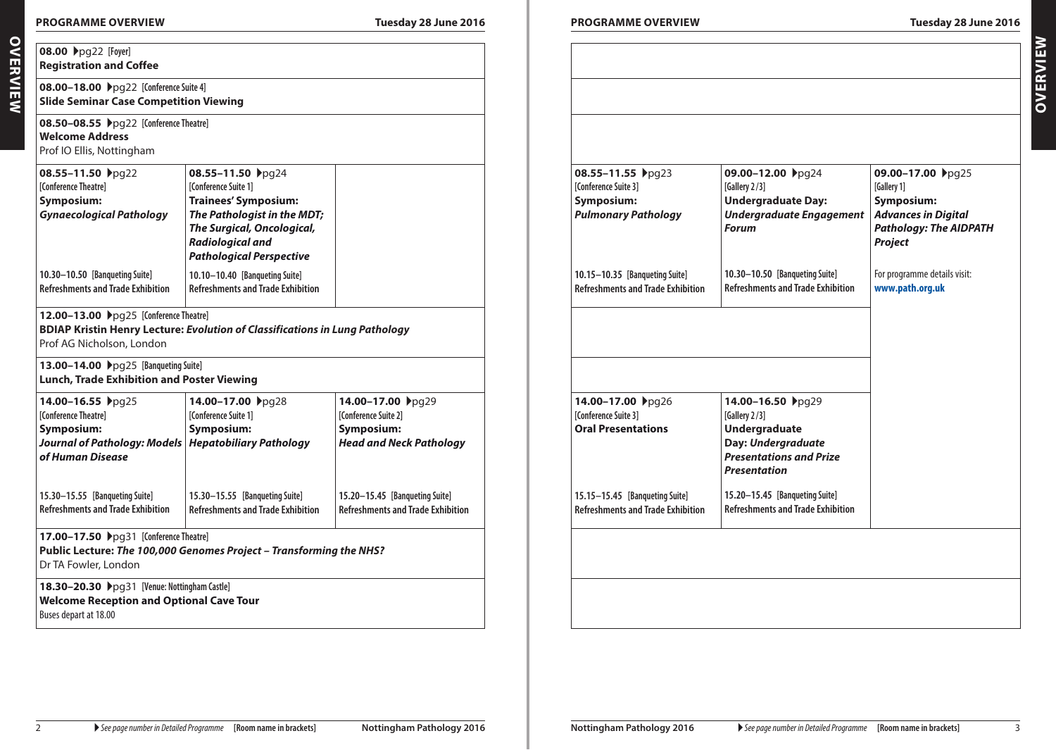# Programme Overview – Tuesday 28 June 2016

**08.00** ▸pg22 [Foyer]
**Registration and Coffee**

**08.00–18.00** ▸pg22 [Conference Suite 4]
**Slide Seminar Case Competition Viewing**

**08.50–08.55** ▸pg22 [Conference Theatre]
**Welcome Address**
Prof IO Ellis, Nottingham

| **08.55–11.50** ▸pg22 [Conference Theatre] | **08.55–11.50** ▸pg24 [Conference Suite 1] | **08.55–11.55** ▸pg23 [Conference Suite 3] | **09.00–12.00** ▸pg24 [Gallery 2/3] | **09.00–17.00** ▸pg25 [Gallery 1] |
|---|---|---|---|---|
| **Symposium:** ***Gynaecological Pathology*** | **Trainees' Symposium:** ***The Pathologist in the MDT; The Surgical, Oncological, Radiological and Pathological Perspective*** | **Symposium:** ***Pulmonary Pathology*** | **Undergraduate Day:** ***Undergraduate Engagement Forum*** | **Symposium:** ***Advances in Digital Pathology: The AIDPATH Project*** |
| 10.30–10.50 [Banqueting Suite] Refreshments and Trade Exhibition | 10.10–10.40 [Banqueting Suite] Refreshments and Trade Exhibition | 10.15–10.35 [Banqueting Suite] Refreshments and Trade Exhibition | 10.30–10.50 [Banqueting Suite] Refreshments and Trade Exhibition | For programme details visit: **www.path.org.uk** |

**12.00–13.00** ▸pg25 [Conference Theatre]
**BDIAP Kristin Henry Lecture:** ***Evolution of Classifications in Lung Pathology***
Prof AG Nicholson, London

**13.00–14.00** ▸pg25 [Banqueting Suite]
**Lunch, Trade Exhibition and Poster Viewing**

| **14.00–16.55** ▸pg25 [Conference Theatre] | **14.00–17.00** ▸pg28 [Conference Suite 1] | **14.00–17.00** ▸pg29 [Conference Suite 2] | **14.00–17.00** ▸pg26 [Conference Suite 3] | **14.00–16.50** ▸pg29 [Gallery 2/3] |
|---|---|---|---|---|
| **Symposium:** ***Journal of Pathology: Models of Human Disease*** | **Symposium:** ***Hepatobiliary Pathology*** | **Symposium:** ***Head and Neck Pathology*** | **Oral Presentations** | **Undergraduate Day:** ***Undergraduate Presentations and Prize Presentation*** |
| 15.30–15.55 [Banqueting Suite] Refreshments and Trade Exhibition | 15.30–15.55 [Banqueting Suite] Refreshments and Trade Exhibition | 15.20–15.45 [Banqueting Suite] Refreshments and Trade Exhibition | 15.15–15.45 [Banqueting Suite] Refreshments and Trade Exhibition | 15.20–15.45 [Banqueting Suite] Refreshments and Trade Exhibition |

**17.00–17.50** ▸pg31 [Conference Theatre]
**Public Lecture:** ***The 100,000 Genomes Project – Transforming the NHS?***
Dr TA Fowler, London

**18.30–20.30** ▸pg31 [Venue: Nottingham Castle]
**Welcome Reception and Optional Cave Tour**
Buses depart at 18.00

▸ *See page number in Detailed Programme* **[Room name in brackets]**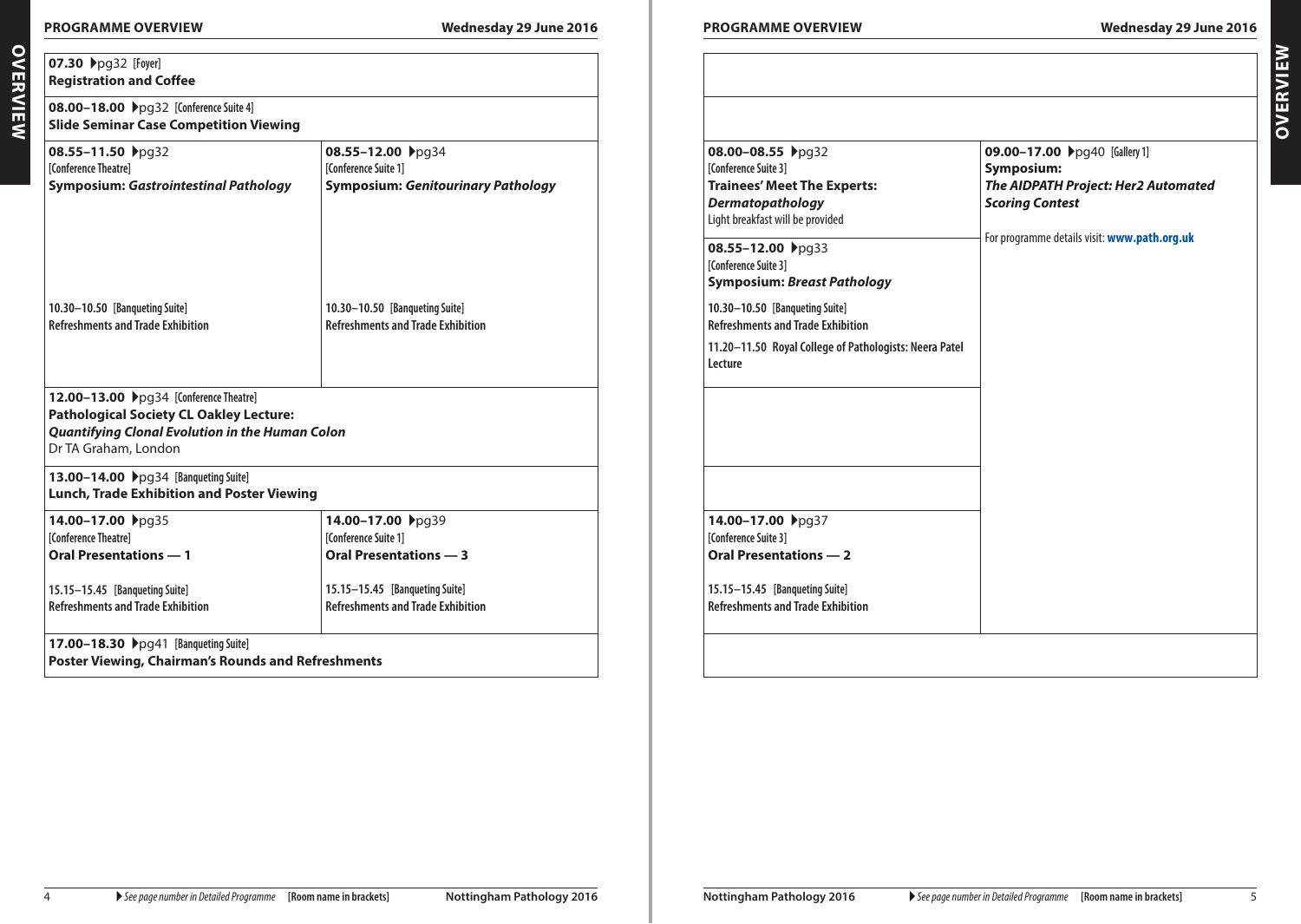## PROGRAMME OVERVIEW — Wednesday 29 June 2016

**07.30** ▸pg32 [Foyer]
**Registration and Coffee**

**08.00–18.00** ▸pg32 [Conference Suite 4]
**Slide Seminar Case Competition Viewing**

**08.00–08.55** ▸pg32
[Conference Suite 3]
**Trainees' Meet The Experts: *Dermatopathology***
Light breakfast will be provided

**08.55–11.50** ▸pg32
[Conference Theatre]
**Symposium: *Gastrointestinal Pathology***

10.30–10.50 [Banqueting Suite]
Refreshments and Trade Exhibition

**08.55–12.00** ▸pg34
[Conference Suite 1]
**Symposium: *Genitourinary Pathology***

10.30–10.50 [Banqueting Suite]
Refreshments and Trade Exhibition

**08.55–12.00** ▸pg33
[Conference Suite 3]
**Symposium: *Breast Pathology***

10.30–10.50 [Banqueting Suite]
Refreshments and Trade Exhibition

11.20–11.50 Royal College of Pathologists: Neera Patel Lecture

**09.00–17.00** ▸pg40 [Gallery 1]
**Symposium:**
***The AIDPATH Project: Her2 Automated Scoring Contest***

For programme details visit: **www.path.org.uk**

**12.00–13.00** ▸pg34 [Conference Theatre]
**Pathological Society CL Oakley Lecture:**
***Quantifying Clonal Evolution in the Human Colon***
Dr TA Graham, London

**13.00–14.00** ▸pg34 [Banqueting Suite]
**Lunch, Trade Exhibition and Poster Viewing**

**14.00–17.00** ▸pg35
[Conference Theatre]
**Oral Presentations — 1**

15.15–15.45 [Banqueting Suite]
Refreshments and Trade Exhibition

**14.00–17.00** ▸pg39
[Conference Suite 1]
**Oral Presentations — 3**

15.15–15.45 [Banqueting Suite]
Refreshments and Trade Exhibition

**14.00–17.00** ▸pg37
[Conference Suite 3]
**Oral Presentations — 2**

15.15–15.45 [Banqueting Suite]
Refreshments and Trade Exhibition

**17.00–18.30** ▸pg41 [Banqueting Suite]
**Poster Viewing, Chairman's Rounds and Refreshments**

▸ *See page number in Detailed Programme* **[Room name in brackets]**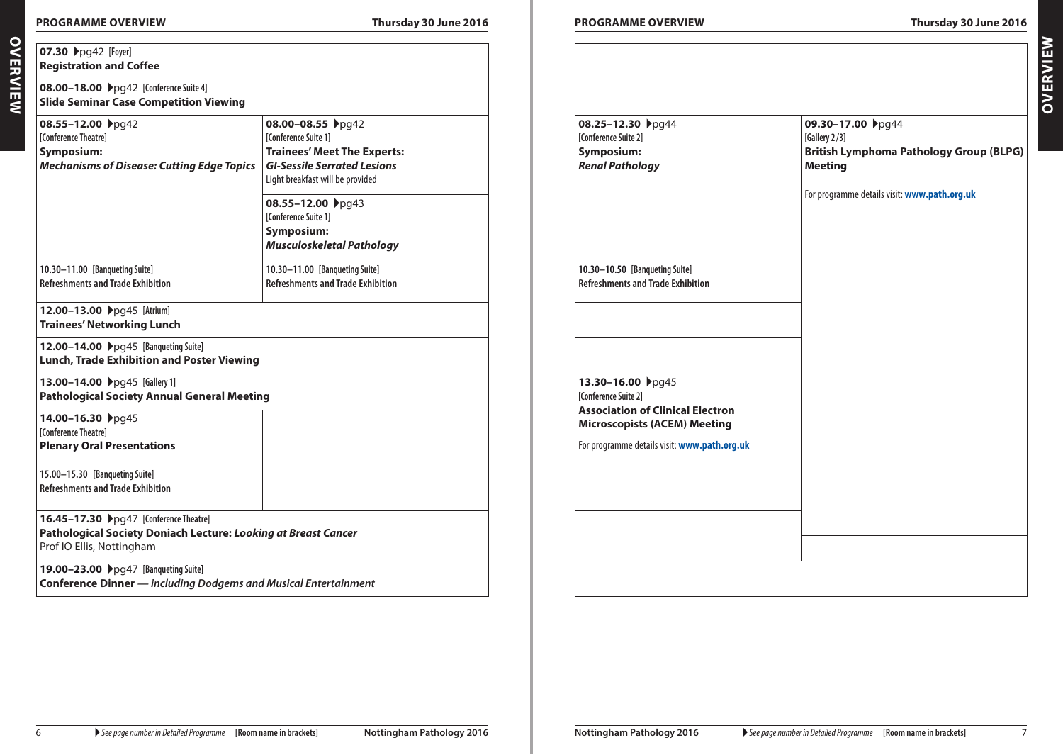## PROGRAMME OVERVIEW — Thursday 30 June 2016

**07.30** ▸pg42 [Foyer]
**Registration and Coffee**

**08.00–18.00** ▸pg42 [Conference Suite 4]
**Slide Seminar Case Competition Viewing**

**08.55–12.00** ▸pg42
[Conference Theatre]
**Symposium:**
***Mechanisms of Disease: Cutting Edge Topics***

10.30–11.00 [Banqueting Suite]
Refreshments and Trade Exhibition

**08.00–08.55** ▸pg42
[Conference Suite 1]
**Trainees' Meet The Experts:**
***GI-Sessile Serrated Lesions***
Light breakfast will be provided

**08.55–12.00** ▸pg43
[Conference Suite 1]
**Symposium:**
***Musculoskeletal Pathology***

10.30–11.00 [Banqueting Suite]
Refreshments and Trade Exhibition

**08.25–12.30** ▸pg44
[Conference Suite 2]
**Symposium:**
***Renal Pathology***

10.30–10.50 [Banqueting Suite]
Refreshments and Trade Exhibition

**09.30–17.00** ▸pg44
[Gallery 2/3]
**British Lymphoma Pathology Group (BLPG) Meeting**

For programme details visit: **www.path.org.uk**

**12.00–13.00** ▸pg45 [Atrium]
**Trainees' Networking Lunch**

**12.00–14.00** ▸pg45 [Banqueting Suite]
**Lunch, Trade Exhibition and Poster Viewing**

**13.00–14.00** ▸pg45 [Gallery 1]
**Pathological Society Annual General Meeting**

**13.30–16.00** ▸pg45
[Conference Suite 2]
**Association of Clinical Electron Microscopists (ACEM) Meeting**

For programme details visit: **www.path.org.uk**

**14.00–16.30** ▸pg45
[Conference Theatre]
**Plenary Oral Presentations**

15.00–15.30 [Banqueting Suite]
Refreshments and Trade Exhibition

**16.45–17.30** ▸pg47 [Conference Theatre]
**Pathological Society Doniach Lecture:** ***Looking at Breast Cancer***
Prof IO Ellis, Nottingham

**19.00–23.00** ▸pg47 [Banqueting Suite]
**Conference Dinner** — *including Dodgems and Musical Entertainment*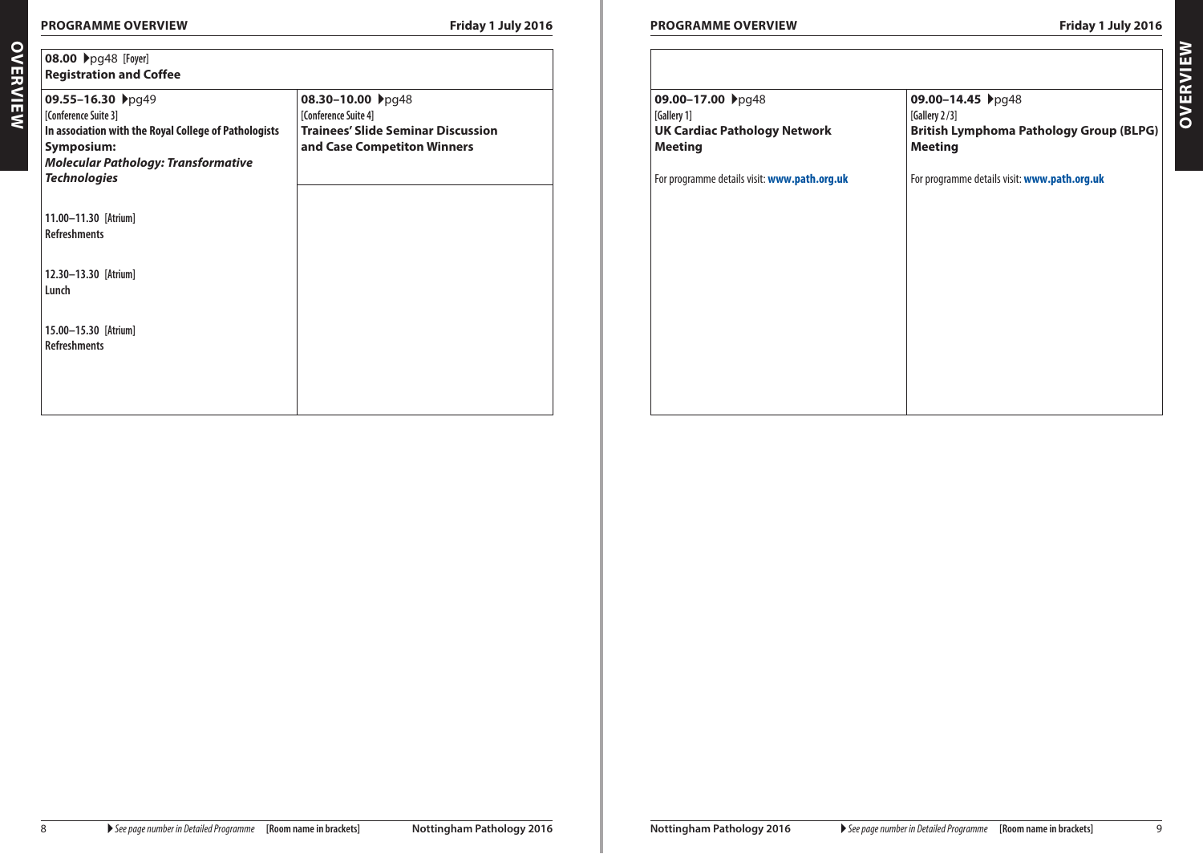## Friday 1 July 2016

**08.00** ▸pg48 [Foyer]
**Registration and Coffee**

**09.55–16.30** ▸pg49
[Conference Suite 3]
**In association with the Royal College of Pathologists**
**Symposium:**
***Molecular Pathology: Transformative Technologies***

**11.00–11.30** [Atrium]
**Refreshments**

**12.30–13.30** [Atrium]
**Lunch**

**15.00–15.30** [Atrium]
**Refreshments**

**08.30–10.00** ▸pg48
[Conference Suite 4]
**Trainees' Slide Seminar Discussion and Case Competiton Winners**

**09.00–17.00** ▸pg48
[Gallery 1]
**UK Cardiac Pathology Network Meeting**

For programme details visit: **www.path.org.uk**

**09.00–14.45** ▸pg48
[Gallery 2/3]
**British Lymphoma Pathology Group (BLPG) Meeting**

For programme details visit: **www.path.org.uk**

▸ *See page number in Detailed Programme* **[Room name in brackets]**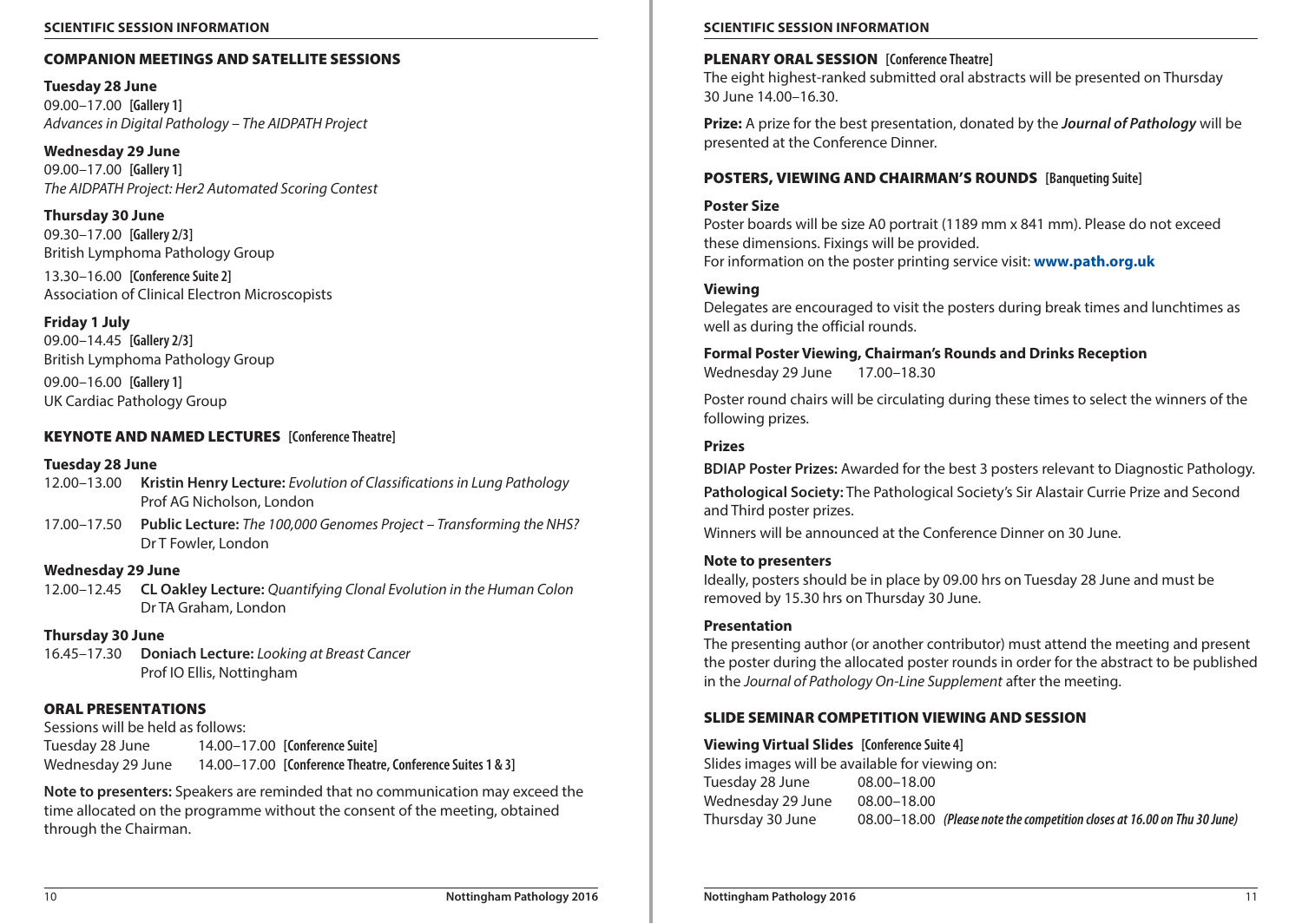## COMPANION MEETINGS AND SATELLITE SESSIONS

**Tuesday 28 June**
09.00–17.00 **[Gallery 1]**
*Advances in Digital Pathology – The AIDPATH Project*

**Wednesday 29 June**
09.00–17.00 **[Gallery 1]**
*The AIDPATH Project: Her2 Automated Scoring Contest*

**Thursday 30 June**
09.30–17.00 **[Gallery 2/3]**
British Lymphoma Pathology Group

13.30–16.00 **[Conference Suite 2]**
Association of Clinical Electron Microscopists

**Friday 1 July**
09.00–14.45 **[Gallery 2/3]**
British Lymphoma Pathology Group

09.00–16.00 **[Gallery 1]**
UK Cardiac Pathology Group

## KEYNOTE AND NAMED LECTURES [Conference Theatre]

**Tuesday 28 June**

12.00–13.00 **Kristin Henry Lecture:** *Evolution of Classifications in Lung Pathology*
Prof AG Nicholson, London

17.00–17.50 **Public Lecture:** *The 100,000 Genomes Project – Transforming the NHS?*
Dr T Fowler, London

**Wednesday 29 June**

12.00–12.45 **CL Oakley Lecture:** *Quantifying Clonal Evolution in the Human Colon*
Dr TA Graham, London

**Thursday 30 June**

16.45–17.30 **Doniach Lecture:** *Looking at Breast Cancer*
Prof IO Ellis, Nottingham

## ORAL PRESENTATIONS

Sessions will be held as follows:

| | | |
|---|---|---|
| Tuesday 28 June | 14.00–17.00 | **[Conference Suite]** |
| Wednesday 29 June | 14.00–17.00 | **[Conference Theatre, Conference Suites 1 & 3]** |

**Note to presenters:** Speakers are reminded that no communication may exceed the time allocated on the programme without the consent of the meeting, obtained through the Chairman.

## PLENARY ORAL SESSION [Conference Theatre]

The eight highest-ranked submitted oral abstracts will be presented on Thursday 30 June 14.00–16.30.

**Prize:** A prize for the best presentation, donated by the ***Journal of Pathology*** will be presented at the Conference Dinner.

## POSTERS, VIEWING AND CHAIRMAN'S ROUNDS [Banqueting Suite]

**Poster Size**
Poster boards will be size A0 portrait (1189 mm x 841 mm). Please do not exceed these dimensions. Fixings will be provided.
For information on the poster printing service visit: **www.path.org.uk**

**Viewing**
Delegates are encouraged to visit the posters during break times and lunchtimes as well as during the official rounds.

**Formal Poster Viewing, Chairman's Rounds and Drinks Reception**
Wednesday 29 June 17.00–18.30

Poster round chairs will be circulating during these times to select the winners of the following prizes.

**Prizes**

**BDIAP Poster Prizes:** Awarded for the best 3 posters relevant to Diagnostic Pathology.

**Pathological Society:** The Pathological Society's Sir Alastair Currie Prize and Second and Third poster prizes.

Winners will be announced at the Conference Dinner on 30 June.

**Note to presenters**
Ideally, posters should be in place by 09.00 hrs on Tuesday 28 June and must be removed by 15.30 hrs on Thursday 30 June.

**Presentation**
The presenting author (or another contributor) must attend the meeting and present the poster during the allocated poster rounds in order for the abstract to be published in the *Journal of Pathology On-Line Supplement* after the meeting.

## SLIDE SEMINAR COMPETITION VIEWING AND SESSION

**Viewing Virtual Slides [Conference Suite 4]**
Slides images will be available for viewing on:

| | |
|---|---|
| Tuesday 28 June | 08.00–18.00 |
| Wednesday 29 June | 08.00–18.00 |
| Thursday 30 June | 08.00–18.00 ***(Please note the competition closes at 16.00 on Thu 30 June)*** |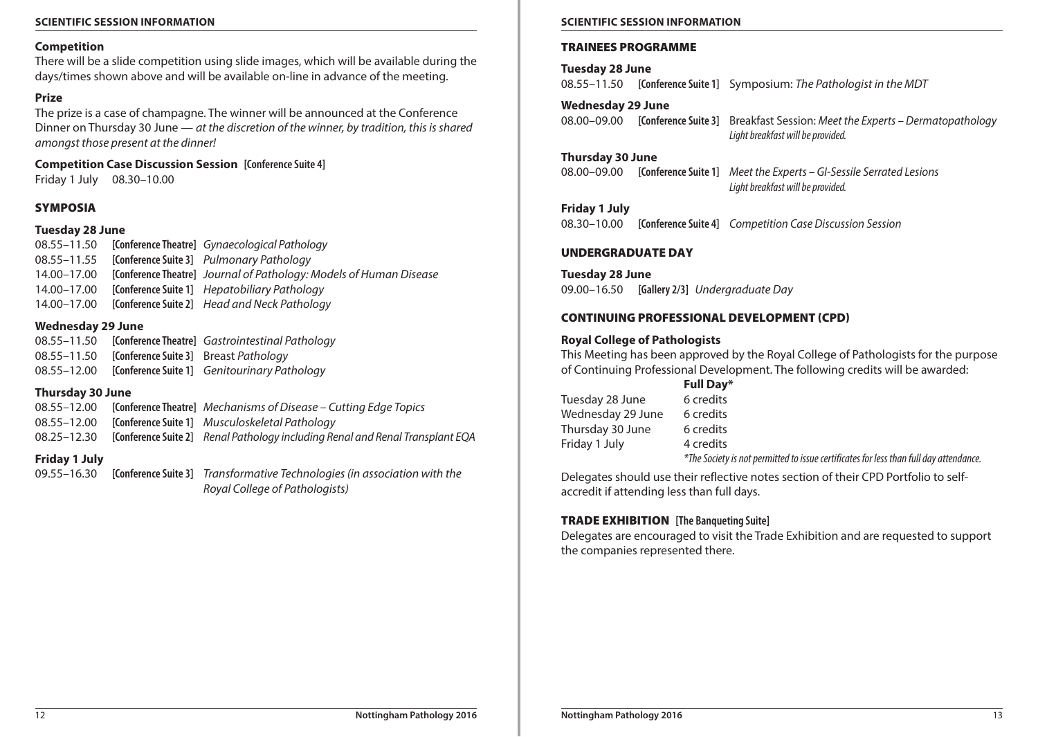## Competition

There will be a slide competition using slide images, which will be available during the days/times shown above and will be available on-line in advance of the meeting.

## Prize

The prize is a case of champagne. The winner will be announced at the Conference Dinner on Thursday 30 June — *at the discretion of the winner, by tradition, this is shared amongst those present at the dinner!*

**Competition Case Discussion Session** [Conference Suite 4]
Friday 1 July 08.30–10.00

## SYMPOSIA

### Tuesday 28 June

| | | |
|---|---|---|
| 08.55–11.50 | [Conference Theatre] | *Gynaecological Pathology* |
| 08.55–11.55 | [Conference Suite 3] | *Pulmonary Pathology* |
| 14.00–17.00 | [Conference Theatre] | *Journal of Pathology: Models of Human Disease* |
| 14.00–17.00 | [Conference Suite 1] | *Hepatobiliary Pathology* |
| 14.00–17.00 | [Conference Suite 2] | *Head and Neck Pathology* |

### Wednesday 29 June

| | | |
|---|---|---|
| 08.55–11.50 | [Conference Theatre] | *Gastrointestinal Pathology* |
| 08.55–11.50 | [Conference Suite 3] | Breast *Pathology* |
| 08.55–12.00 | [Conference Suite 1] | *Genitourinary Pathology* |

### Thursday 30 June

| | | |
|---|---|---|
| 08.55–12.00 | [Conference Theatre] | *Mechanisms of Disease – Cutting Edge Topics* |
| 08.55–12.00 | [Conference Suite 1] | *Musculoskeletal Pathology* |
| 08.25–12.30 | [Conference Suite 2] | *Renal Pathology including Renal and Renal Transplant EQA* |

### Friday 1 July

| | | |
|---|---|---|
| 09.55–16.30 | [Conference Suite 3] | *Transformative Technologies (in association with the Royal College of Pathologists)* |

## TRAINEES PROGRAMME

### Tuesday 28 June

| | | |
|---|---|---|
| 08.55–11.50 | [Conference Suite 1] | Symposium: *The Pathologist in the MDT* |

### Wednesday 29 June

| | | |
|---|---|---|
| 08.00–09.00 | [Conference Suite 3] | Breakfast Session: *Meet the Experts – Dermatopathology* *Light breakfast will be provided.* |

### Thursday 30 June

| | | |
|---|---|---|
| 08.00–09.00 | [Conference Suite 1] | *Meet the Experts – GI-Sessile Serrated Lesions* *Light breakfast will be provided.* |

### Friday 1 July

| | | |
|---|---|---|
| 08.30–10.00 | [Conference Suite 4] | *Competition Case Discussion Session* |

## UNDERGRADUATE DAY

### Tuesday 28 June

09.00–16.50 [Gallery 2/3] *Undergraduate Day*

## CONTINUING PROFESSIONAL DEVELOPMENT (CPD)

### Royal College of Pathologists

This Meeting has been approved by the Royal College of Pathologists for the purpose of Continuing Professional Development. The following credits will be awarded:

| | Full Day* |
|---|---|
| Tuesday 28 June | 6 credits |
| Wednesday 29 June | 6 credits |
| Thursday 30 June | 6 credits |
| Friday 1 July | 4 credits |

**The Society is not permitted to issue certificates for less than full day attendance.*

Delegates should use their reflective notes section of their CPD Portfolio to self-accredit if attending less than full days.

## TRADE EXHIBITION [The Banqueting Suite]

Delegates are encouraged to visit the Trade Exhibition and are requested to support the companies represented there.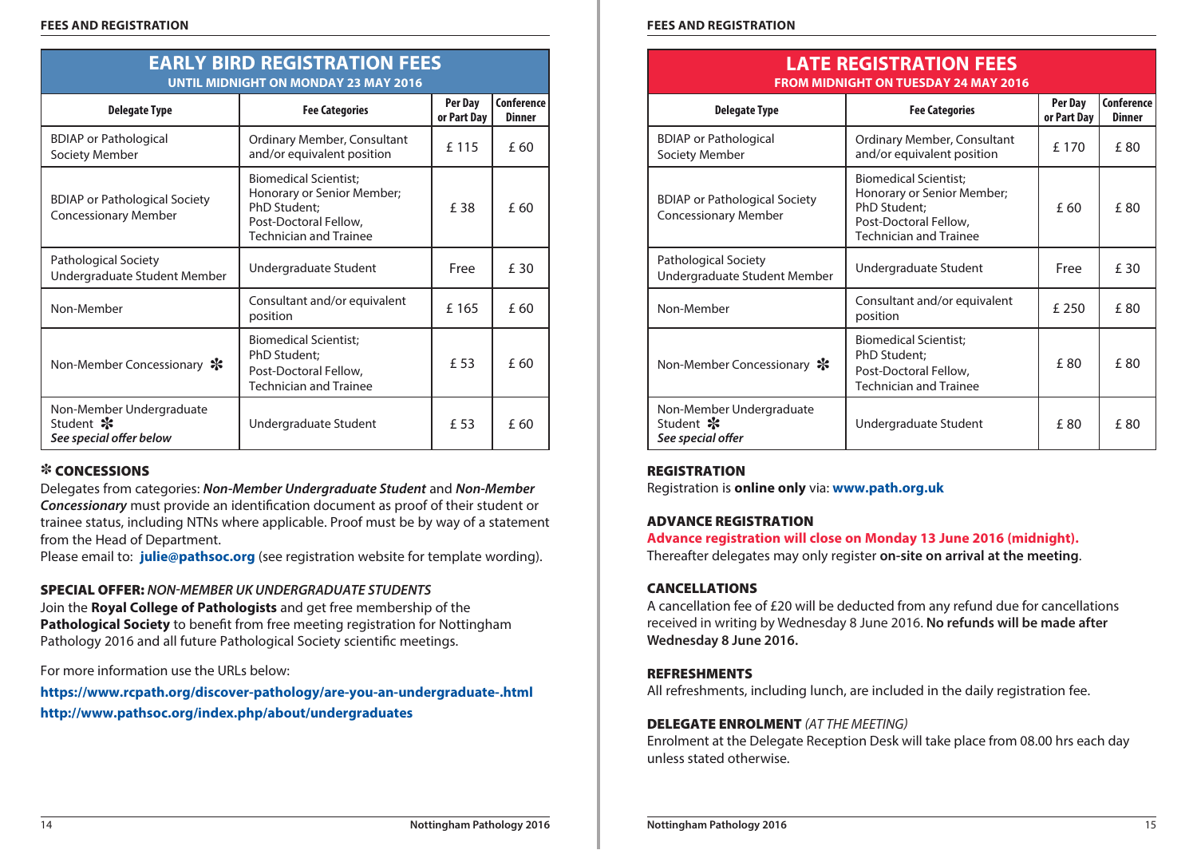## FEES AND REGISTRATION

### EARLY BIRD REGISTRATION FEES
**UNTIL MIDNIGHT ON MONDAY 23 MAY 2016**

| Delegate Type | Fee Categories | Per Day or Part Day | Conference Dinner |
|---|---|---|---|
| BDIAP or Pathological Society Member | Ordinary Member, Consultant and/or equivalent position | £ 115 | £ 60 |
| BDIAP or Pathological Society Concessionary Member | Biomedical Scientist; Honorary or Senior Member; PhD Student; Post-Doctoral Fellow, Technician and Trainee | £ 38 | £ 60 |
| Pathological Society Undergraduate Student Member | Undergraduate Student | Free | £ 30 |
| Non-Member | Consultant and/or equivalent position | £ 165 | £ 60 |
| Non-Member Concessionary ❇ | Biomedical Scientist; PhD Student; Post-Doctoral Fellow, Technician and Trainee | £ 53 | £ 60 |
| Non-Member Undergraduate Student ❇ *See special offer below* | Undergraduate Student | £ 53 | £ 60 |

### ❇ CONCESSIONS

Delegates from categories: ***Non-Member Undergraduate Student*** and ***Non-Member Concessionary*** must provide an identification document as proof of their student or trainee status, including NTNs where applicable. Proof must be by way of a statement from the Head of Department.

Please email to: **julie@pathsoc.org** (see registration website for template wording).

### SPECIAL OFFER: *NON-MEMBER UK UNDERGRADUATE STUDENTS*

Join the **Royal College of Pathologists** and get free membership of the **Pathological Society** to benefit from free meeting registration for Nottingham Pathology 2016 and all future Pathological Society scientific meetings.

For more information use the URLs below:

**https://www.rcpath.org/discover-pathology/are-you-an-undergraduate-.html**

**http://www.pathsoc.org/index.php/about/undergraduates**

### LATE REGISTRATION FEES
**FROM MIDNIGHT ON TUESDAY 24 MAY 2016**

| Delegate Type | Fee Categories | Per Day or Part Day | Conference Dinner |
|---|---|---|---|
| BDIAP or Pathological Society Member | Ordinary Member, Consultant and/or equivalent position | £ 170 | £ 80 |
| BDIAP or Pathological Society Concessionary Member | Biomedical Scientist; Honorary or Senior Member; PhD Student; Post-Doctoral Fellow, Technician and Trainee | £ 60 | £ 80 |
| Pathological Society Undergraduate Student Member | Undergraduate Student | Free | £ 30 |
| Non-Member | Consultant and/or equivalent position | £ 250 | £ 80 |
| Non-Member Concessionary ❇ | Biomedical Scientist; PhD Student; Post-Doctoral Fellow, Technician and Trainee | £ 80 | £ 80 |
| Non-Member Undergraduate Student ❇ *See special offer* | Undergraduate Student | £ 80 | £ 80 |

### REGISTRATION

Registration is **online only** via: **www.path.org.uk**

### ADVANCE REGISTRATION

**Advance registration will close on Monday 13 June 2016 (midnight).**
Thereafter delegates may only register **on-site on arrival at the meeting**.

### CANCELLATIONS

A cancellation fee of £20 will be deducted from any refund due for cancellations received in writing by Wednesday 8 June 2016. **No refunds will be made after Wednesday 8 June 2016.**

### REFRESHMENTS

All refreshments, including lunch, are included in the daily registration fee.

### DELEGATE ENROLMENT *(AT THE MEETING)*

Enrolment at the Delegate Reception Desk will take place from 08.00 hrs each day unless stated otherwise.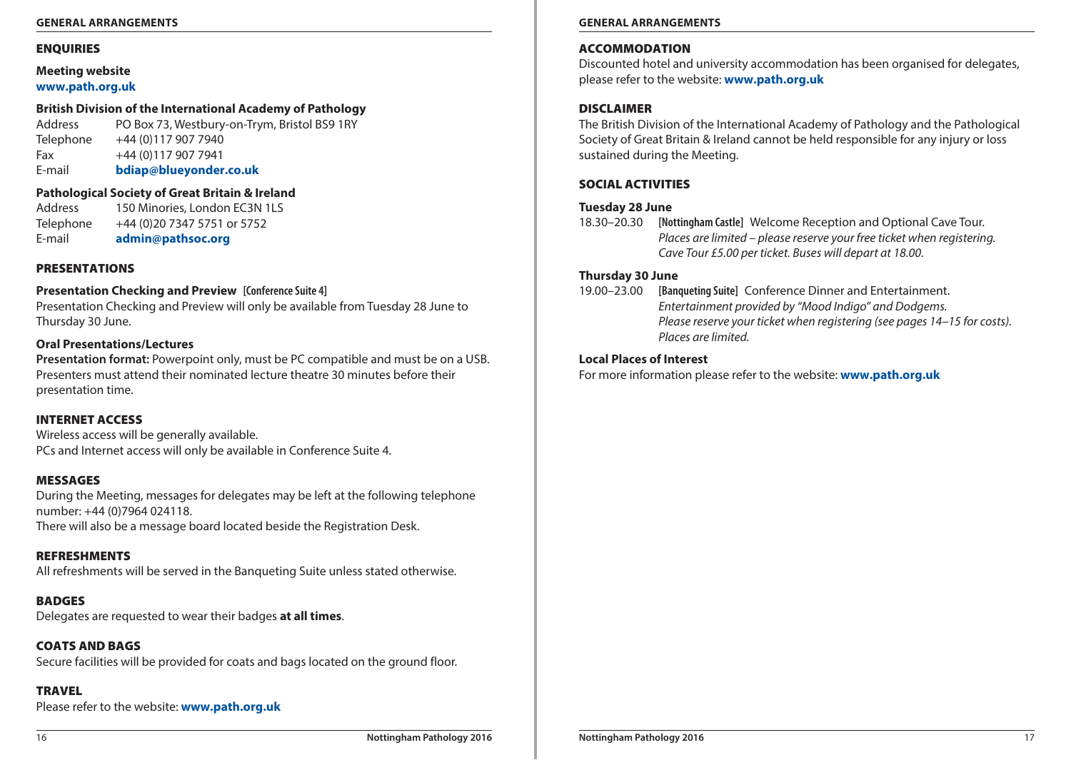# GENERAL ARRANGEMENTS

## ENQUIRIES

**Meeting website**
**www.path.org.uk**

**British Division of the International Academy of Pathology**

| | |
|---|---|
| Address | PO Box 73, Westbury-on-Trym, Bristol BS9 1RY |
| Telephone | +44 (0)117 907 7940 |
| Fax | +44 (0)117 907 7941 |
| E-mail | **bdiap@blueyonder.co.uk** |

**Pathological Society of Great Britain & Ireland**

| | |
|---|---|
| Address | 150 Minories, London EC3N 1LS |
| Telephone | +44 (0)20 7347 5751 or 5752 |
| E-mail | **admin@pathsoc.org** |

## PRESENTATIONS

**Presentation Checking and Preview** **[Conference Suite 4]**
Presentation Checking and Preview will only be available from Tuesday 28 June to Thursday 30 June.

**Oral Presentations/Lectures**
**Presentation format:** Powerpoint only, must be PC compatible and must be on a USB.
Presenters must attend their nominated lecture theatre 30 minutes before their presentation time.

## INTERNET ACCESS

Wireless access will be generally available.
PCs and Internet access will only be available in Conference Suite 4.

## MESSAGES

During the Meeting, messages for delegates may be left at the following telephone number: +44 (0)7964 024118.
There will also be a message board located beside the Registration Desk.

## REFRESHMENTS

All refreshments will be served in the Banqueting Suite unless stated otherwise.

## BADGES

Delegates are requested to wear their badges **at all times**.

## COATS AND BAGS

Secure facilities will be provided for coats and bags located on the ground floor.

## TRAVEL

Please refer to the website: **www.path.org.uk**

## ACCOMMODATION

Discounted hotel and university accommodation has been organised for delegates, please refer to the website: **www.path.org.uk**

## DISCLAIMER

The British Division of the International Academy of Pathology and the Pathological Society of Great Britain & Ireland cannot be held responsible for any injury or loss sustained during the Meeting.

## SOCIAL ACTIVITIES

**Tuesday 28 June**

18.30–20.30 **[Nottingham Castle]** Welcome Reception and Optional Cave Tour.
*Places are limited – please reserve your free ticket when registering.*
*Cave Tour £5.00 per ticket. Buses will depart at 18.00.*

**Thursday 30 June**

19.00–23.00 **[Banqueting Suite]** Conference Dinner and Entertainment.
*Entertainment provided by "Mood Indigo" and Dodgems.*
*Please reserve your ticket when registering (see pages 14–15 for costs).*
*Places are limited.*

**Local Places of Interest**
For more information please refer to the website: **www.path.org.uk**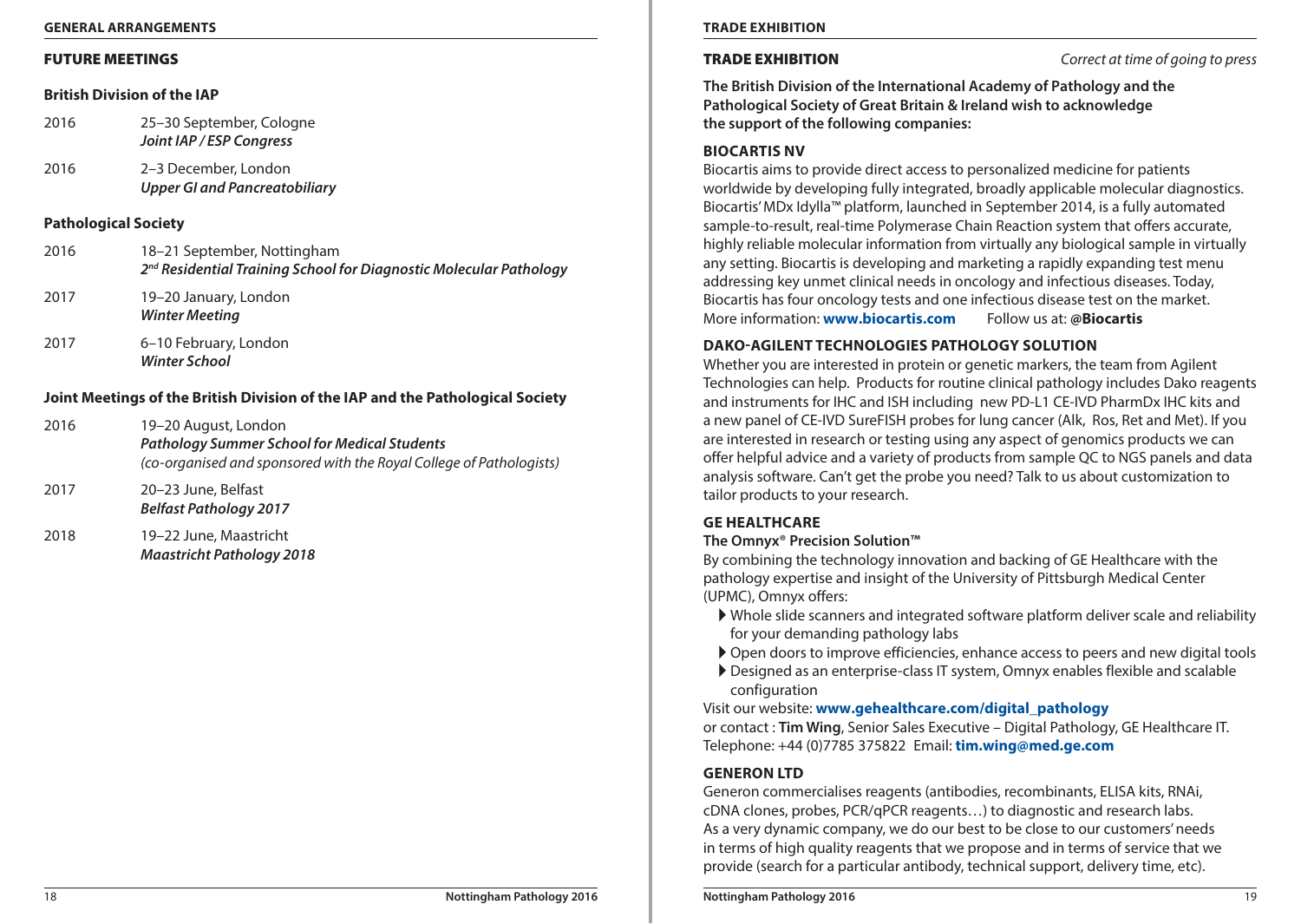## FUTURE MEETINGS

### British Division of the IAP

2016 — 25–30 September, Cologne
***Joint IAP / ESP Congress***

2016 — 2–3 December, London
***Upper GI and Pancreatobiliary***

### Pathological Society

2016 — 18–21 September, Nottingham
***2nd Residential Training School for Diagnostic Molecular Pathology***

2017 — 19–20 January, London
***Winter Meeting***

2017 — 6–10 February, London
***Winter School***

### Joint Meetings of the British Division of the IAP and the Pathological Society

2016 — 19–20 August, London
***Pathology Summer School for Medical Students***
*(co-organised and sponsored with the Royal College of Pathologists)*

2017 — 20–23 June, Belfast
***Belfast Pathology 2017***

2018 — 19–22 June, Maastricht
***Maastricht Pathology 2018***

## TRADE EXHIBITION

*Correct at time of going to press*

**The British Division of the International Academy of Pathology and the Pathological Society of Great Britain & Ireland wish to acknowledge the support of the following companies:**

### BIOCARTIS NV

Biocartis aims to provide direct access to personalized medicine for patients worldwide by developing fully integrated, broadly applicable molecular diagnostics. Biocartis' MDx Idylla™ platform, launched in September 2014, is a fully automated sample-to-result, real-time Polymerase Chain Reaction system that offers accurate, highly reliable molecular information from virtually any biological sample in virtually any setting. Biocartis is developing and marketing a rapidly expanding test menu addressing key unmet clinical needs in oncology and infectious diseases. Today, Biocartis has four oncology tests and one infectious disease test on the market.
More information: **www.biocartis.com** Follow us at: **@Biocartis**

### DAKO-AGILENT TECHNOLOGIES PATHOLOGY SOLUTION

Whether you are interested in protein or genetic markers, the team from Agilent Technologies can help. Products for routine clinical pathology includes Dako reagents and instruments for IHC and ISH including new PD-L1 CE-IVD PharmDx IHC kits and a new panel of CE-IVD SureFISH probes for lung cancer (Alk, Ros, Ret and Met). If you are interested in research or testing using any aspect of genomics products we can offer helpful advice and a variety of products from sample QC to NGS panels and data analysis software. Can't get the probe you need? Talk to us about customization to tailor products to your research.

### GE HEALTHCARE

**The Omnyx® Precision Solution™**

By combining the technology innovation and backing of GE Healthcare with the pathology expertise and insight of the University of Pittsburgh Medical Center (UPMC), Omnyx offers:

- Whole slide scanners and integrated software platform deliver scale and reliability for your demanding pathology labs
- Open doors to improve efficiencies, enhance access to peers and new digital tools
- Designed as an enterprise-class IT system, Omnyx enables flexible and scalable configuration

Visit our website: **www.gehealthcare.com/digital_pathology**
or contact : **Tim Wing**, Senior Sales Executive – Digital Pathology, GE Healthcare IT.
Telephone: +44 (0)7785 375822 Email: **tim.wing@med.ge.com**

### GENERON LTD

Generon commercialises reagents (antibodies, recombinants, ELISA kits, RNAi, cDNA clones, probes, PCR/qPCR reagents…) to diagnostic and research labs. As a very dynamic company, we do our best to be close to our customers' needs in terms of high quality reagents that we propose and in terms of service that we provide (search for a particular antibody, technical support, delivery time, etc).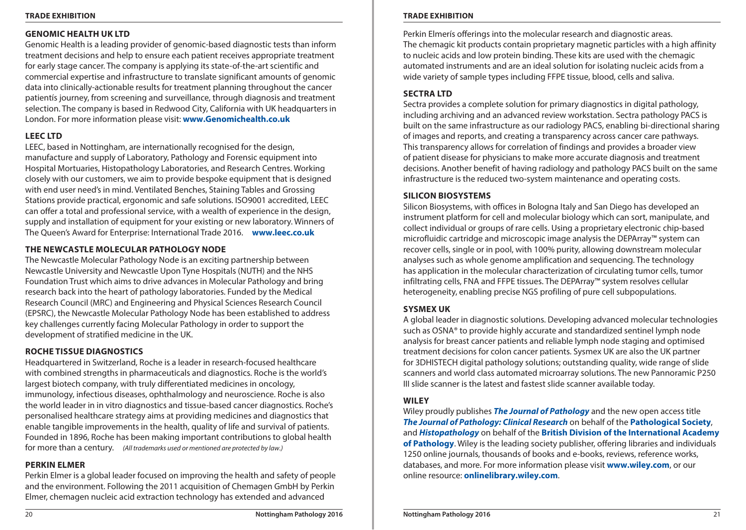### GENOMIC HEALTH UK LTD

Genomic Health is a leading provider of genomic-based diagnostic tests than inform treatment decisions and help to ensure each patient receives appropriate treatment for early stage cancer. The company is applying its state-of-the-art scientific and commercial expertise and infrastructure to translate significant amounts of genomic data into clinically-actionable results for treatment planning throughout the cancer patientís journey, from screening and surveillance, through diagnosis and treatment selection. The company is based in Redwood City, California with UK headquarters in London. For more information please visit: **www.Genomichealth.co.uk**

### LEEC LTD

LEEC, based in Nottingham, are internationally recognised for the design, manufacture and supply of Laboratory, Pathology and Forensic equipment into Hospital Mortuaries, Histopathology Laboratories, and Research Centres. Working closely with our customers, we aim to provide bespoke equipment that is designed with end user need's in mind. Ventilated Benches, Staining Tables and Grossing Stations provide practical, ergonomic and safe solutions. ISO9001 accredited, LEEC can offer a total and professional service, with a wealth of experience in the design, supply and installation of equipment for your existing or new laboratory. Winners of The Queen's Award for Enterprise: International Trade 2016. **www.leec.co.uk**

### THE NEWCASTLE MOLECULAR PATHOLOGY NODE

The Newcastle Molecular Pathology Node is an exciting partnership between Newcastle University and Newcastle Upon Tyne Hospitals (NUTH) and the NHS Foundation Trust which aims to drive advances in Molecular Pathology and bring research back into the heart of pathology laboratories. Funded by the Medical Research Council (MRC) and Engineering and Physical Sciences Research Council (EPSRC), the Newcastle Molecular Pathology Node has been established to address key challenges currently facing Molecular Pathology in order to support the development of stratified medicine in the UK.

### ROCHE TISSUE DIAGNOSTICS

Headquartered in Switzerland, Roche is a leader in research-focused healthcare with combined strengths in pharmaceuticals and diagnostics. Roche is the world's largest biotech company, with truly differentiated medicines in oncology, immunology, infectious diseases, ophthalmology and neuroscience. Roche is also the world leader in in vitro diagnostics and tissue-based cancer diagnostics. Roche's personalised healthcare strategy aims at providing medicines and diagnostics that enable tangible improvements in the health, quality of life and survival of patients. Founded in 1896, Roche has been making important contributions to global health for more than a century. *(All trademarks used or mentioned are protected by law.)*

### PERKIN ELMER

Perkin Elmer is a global leader focused on improving the health and safety of people and the environment. Following the 2011 acquisition of Chemagen GmbH by Perkin Elmer, chemagen nucleic acid extraction technology has extended and advanced Perkin Elmerís offerings into the molecular research and diagnostic areas. The chemagic kit products contain proprietary magnetic particles with a high affinity to nucleic acids and low protein binding. These kits are used with the chemagic automated instruments and are an ideal solution for isolating nucleic acids from a wide variety of sample types including FFPE tissue, blood, cells and saliva.

### SECTRA LTD

Sectra provides a complete solution for primary diagnostics in digital pathology, including archiving and an advanced review workstation. Sectra pathology PACS is built on the same infrastructure as our radiology PACS, enabling bi-directional sharing of images and reports, and creating a transparency across cancer care pathways. This transparency allows for correlation of findings and provides a broader view of patient disease for physicians to make more accurate diagnosis and treatment decisions. Another benefit of having radiology and pathology PACS built on the same infrastructure is the reduced two-system maintenance and operating costs.

### SILICON BIOSYSTEMS

Silicon Biosystems, with offices in Bologna Italy and San Diego has developed an instrument platform for cell and molecular biology which can sort, manipulate, and collect individual or groups of rare cells. Using a proprietary electronic chip-based microfluidic cartridge and microscopic image analysis the DEPArray™ system can recover cells, single or in pool, with 100% purity, allowing downstream molecular analyses such as whole genome amplification and sequencing. The technology has application in the molecular characterization of circulating tumor cells, tumor infiltrating cells, FNA and FFPE tissues. The DEPArray™ system resolves cellular heterogeneity, enabling precise NGS profiling of pure cell subpopulations.

### SYSMEX UK

A global leader in diagnostic solutions. Developing advanced molecular technologies such as OSNA® to provide highly accurate and standardized sentinel lymph node analysis for breast cancer patients and reliable lymph node staging and optimised treatment decisions for colon cancer patients. Sysmex UK are also the UK partner for 3DHISTECH digital pathology solutions; outstanding quality, wide range of slide scanners and world class automated microarray solutions. The new Pannoramic P250 III slide scanner is the latest and fastest slide scanner available today.

### WILEY

Wiley proudly publishes ***The Journal of Pathology*** and the new open access title ***The Journal of Pathology: Clinical Research*** on behalf of the **Pathological Society**, and ***Histopathology*** on behalf of the **British Division of the International Academy of Pathology**. Wiley is the leading society publisher, offering libraries and individuals 1250 online journals, thousands of books and e-books, reviews, reference works, databases, and more. For more information please visit **www.wiley.com**, or our online resource: **onlinelibrary.wiley.com**.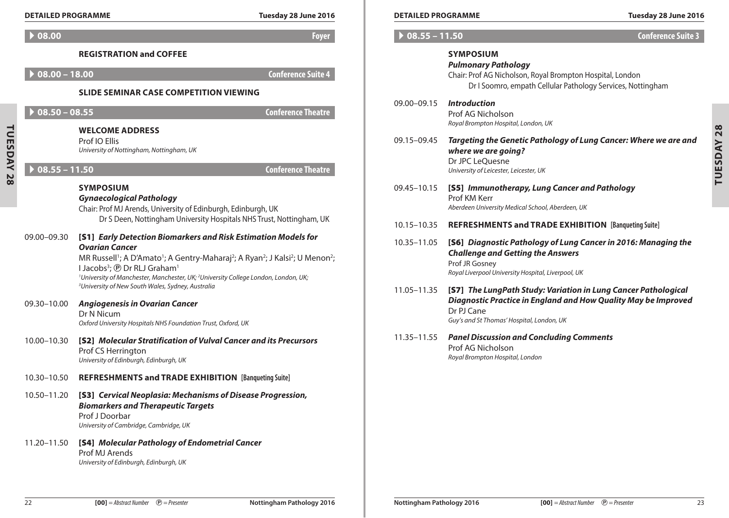## ▶ 08.00 — Foyer

### REGISTRATION and COFFEE

## ▶ 08.00 – 18.00 — Conference Suite 4

### SLIDE SEMINAR CASE COMPETITION VIEWING

## ▶ 08.50 – 08.55 — Conference Theatre

### WELCOME ADDRESS

Prof IO Ellis
*University of Nottingham, Nottingham, UK*

## ▶ 08.55 – 11.50 — Conference Theatre

### SYMPOSIUM

***Gynaecological Pathology***

Chair: Prof MJ Arends, University of Edinburgh, Edinburgh, UK
Dr S Deen, Nottingham University Hospitals NHS Trust, Nottingham, UK

**09.00–09.30** **[S1]** ***Early Detection Biomarkers and Risk Estimation Models for Ovarian Cancer***
MR Russell[1]; A D'Amato[1]; A Gentry-Maharaj[2]; A Ryan[2]; J Kalsi[2]; U Menon[2]; I Jacobs[3]; Ⓟ Dr RLJ Graham[1]
*[1]University of Manchester, Manchester, UK; [2]University College London, London, UK; [3]University of New South Wales, Sydney, Australia*

**09.30–10.00** ***Angiogenesis in Ovarian Cancer***
Dr N Nicum
*Oxford University Hospitals NHS Foundation Trust, Oxford, UK*

**10.00–10.30** **[S2]** ***Molecular Stratification of Vulval Cancer and its Precursors***
Prof CS Herrington
*University of Edinburgh, Edinburgh, UK*

**10.30–10.50** **REFRESHMENTS and TRADE EXHIBITION** [Banqueting Suite]

**10.50–11.20** **[S3]** ***Cervical Neoplasia: Mechanisms of Disease Progression, Biomarkers and Therapeutic Targets***
Prof J Doorbar
*University of Cambridge, Cambridge, UK*

**11.20–11.50** **[S4]** ***Molecular Pathology of Endometrial Cancer***
Prof MJ Arends
*University of Edinburgh, Edinburgh, UK*

## ▶ 08.55 – 11.50 — Conference Suite 3

### SYMPOSIUM

***Pulmonary Pathology***

Chair: Prof AG Nicholson, Royal Brompton Hospital, London
Dr I Soomro, empath Cellular Pathology Services, Nottingham

**09.00–09.15** ***Introduction***
Prof AG Nicholson
*Royal Brompton Hospital, London, UK*

**09.15–09.45** ***Targeting the Genetic Pathology of Lung Cancer: Where we are and where we are going?***
Dr JPC LeQuesne
*University of Leicester, Leicester, UK*

**09.45–10.15** **[S5]** ***Immunotherapy, Lung Cancer and Pathology***
Prof KM Kerr
*Aberdeen University Medical School, Aberdeen, UK*

**10.15–10.35** **REFRESHMENTS and TRADE EXHIBITION** [Banqueting Suite]

**10.35–11.05** **[S6]** ***Diagnostic Pathology of Lung Cancer in 2016: Managing the Challenge and Getting the Answers***
Prof JR Gosney
*Royal Liverpool University Hospital, Liverpool, UK*

**11.05–11.35** **[S7]** ***The LungPath Study: Variation in Lung Cancer Pathological Diagnostic Practice in England and How Quality May be Improved***
Dr PJ Cane
*Guy's and St Thomas' Hospital, London, UK*

**11.35–11.55** ***Panel Discussion and Concluding Comments***
Prof AG Nicholson
*Royal Brompton Hospital, London*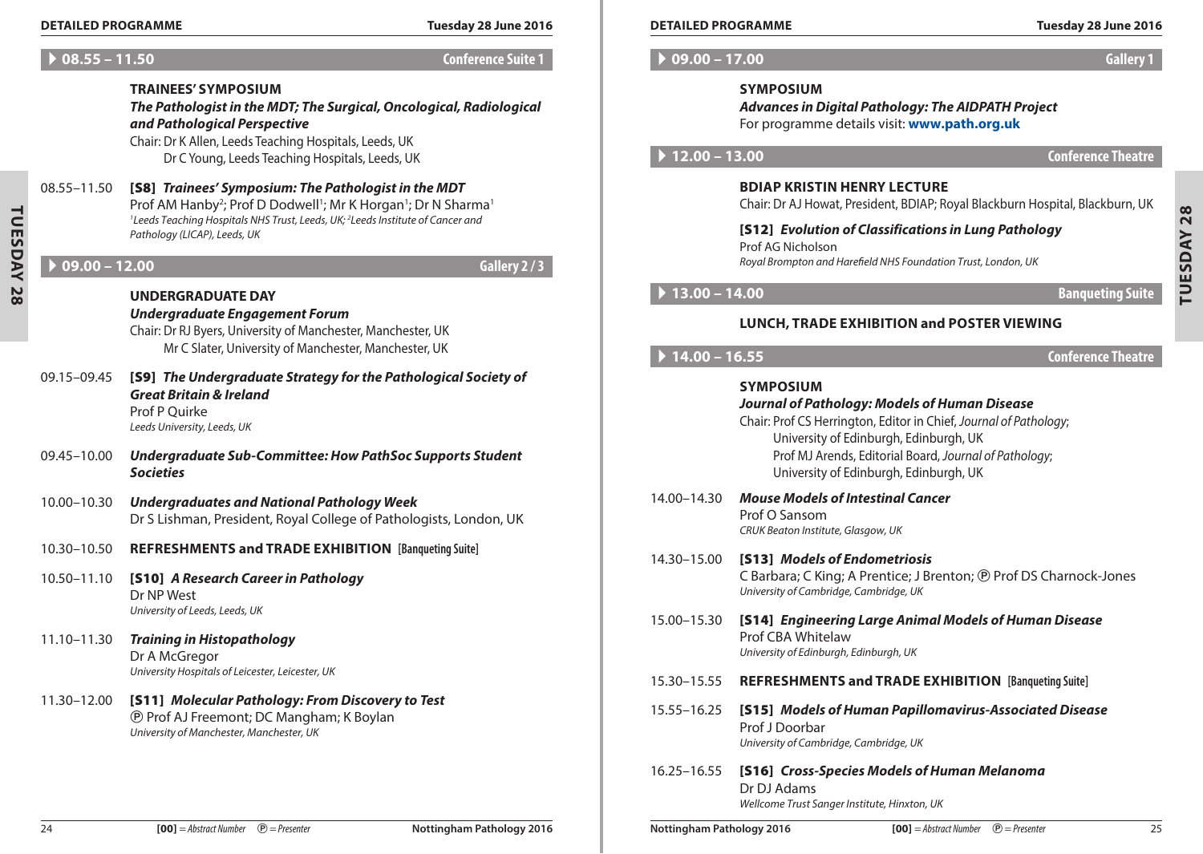## 08.55 – 11.50 — Conference Suite 1

**TRAINEES' SYMPOSIUM**

***The Pathologist in the MDT; The Surgical, Oncological, Radiological and Pathological Perspective***

Chair: Dr K Allen, Leeds Teaching Hospitals, Leeds, UK
Dr C Young, Leeds Teaching Hospitals, Leeds, UK

08.55–11.50 **[S8]** ***Trainees' Symposium: The Pathologist in the MDT***
Prof AM Hanby[2]; Prof D Dodwell[1]; Mr K Horgan[1]; Dr N Sharma[1]
*[1]Leeds Teaching Hospitals NHS Trust, Leeds, UK; [2]Leeds Institute of Cancer and Pathology (LICAP), Leeds, UK*

## 09.00 – 12.00 — Gallery 2 / 3

**UNDERGRADUATE DAY**

***Undergraduate Engagement Forum***

Chair: Dr RJ Byers, University of Manchester, Manchester, UK
Mr C Slater, University of Manchester, Manchester, UK

09.15–09.45 **[S9]** ***The Undergraduate Strategy for the Pathological Society of Great Britain & Ireland***
Prof P Quirke
*Leeds University, Leeds, UK*

09.45–10.00 ***Undergraduate Sub-Committee: How PathSoc Supports Student Societies***

10.00–10.30 ***Undergraduates and National Pathology Week***
Dr S Lishman, President, Royal College of Pathologists, London, UK

10.30–10.50 **REFRESHMENTS and TRADE EXHIBITION** [Banqueting Suite]

10.50–11.10 **[S10]** ***A Research Career in Pathology***
Dr NP West
*University of Leeds, Leeds, UK*

11.10–11.30 ***Training in Histopathology***
Dr A McGregor
*University Hospitals of Leicester, Leicester, UK*

11.30–12.00 **[S11]** ***Molecular Pathology: From Discovery to Test***
Ⓟ Prof AJ Freemont; DC Mangham; K Boylan
*University of Manchester, Manchester, UK*

## 09.00 – 17.00 — Gallery 1

**SYMPOSIUM**

***Advances in Digital Pathology: The AIDPATH Project***

For programme details visit: **www.path.org.uk**

## 12.00 – 13.00 — Conference Theatre

**BDIAP KRISTIN HENRY LECTURE**

Chair: Dr AJ Howat, President, BDIAP; Royal Blackburn Hospital, Blackburn, UK

**[S12]** ***Evolution of Classifications in Lung Pathology***
Prof AG Nicholson
*Royal Brompton and Harefield NHS Foundation Trust, London, UK*

## 13.00 – 14.00 — Banqueting Suite

**LUNCH, TRADE EXHIBITION and POSTER VIEWING**

## 14.00 – 16.55 — Conference Theatre

**SYMPOSIUM**

***Journal of Pathology: Models of Human Disease***

Chair: Prof CS Herrington, Editor in Chief, *Journal of Pathology*; University of Edinburgh, Edinburgh, UK
Prof MJ Arends, Editorial Board, *Journal of Pathology*; University of Edinburgh, Edinburgh, UK

14.00–14.30 ***Mouse Models of Intestinal Cancer***
Prof O Sansom
*CRUK Beaton Institute, Glasgow, UK*

14.30–15.00 **[S13]** ***Models of Endometriosis***
C Barbara; C King; A Prentice; J Brenton; Ⓟ Prof DS Charnock-Jones
*University of Cambridge, Cambridge, UK*

15.00–15.30 **[S14]** ***Engineering Large Animal Models of Human Disease***
Prof CBA Whitelaw
*University of Edinburgh, Edinburgh, UK*

15.30–15.55 **REFRESHMENTS and TRADE EXHIBITION** [Banqueting Suite]

15.55–16.25 **[S15]** ***Models of Human Papillomavirus-Associated Disease***
Prof J Doorbar
*University of Cambridge, Cambridge, UK*

16.25–16.55 **[S16]** ***Cross-Species Models of Human Melanoma***
Dr DJ Adams
*Wellcome Trust Sanger Institute, Hinxton, UK*

**[00]** = Abstract Number Ⓟ = Presenter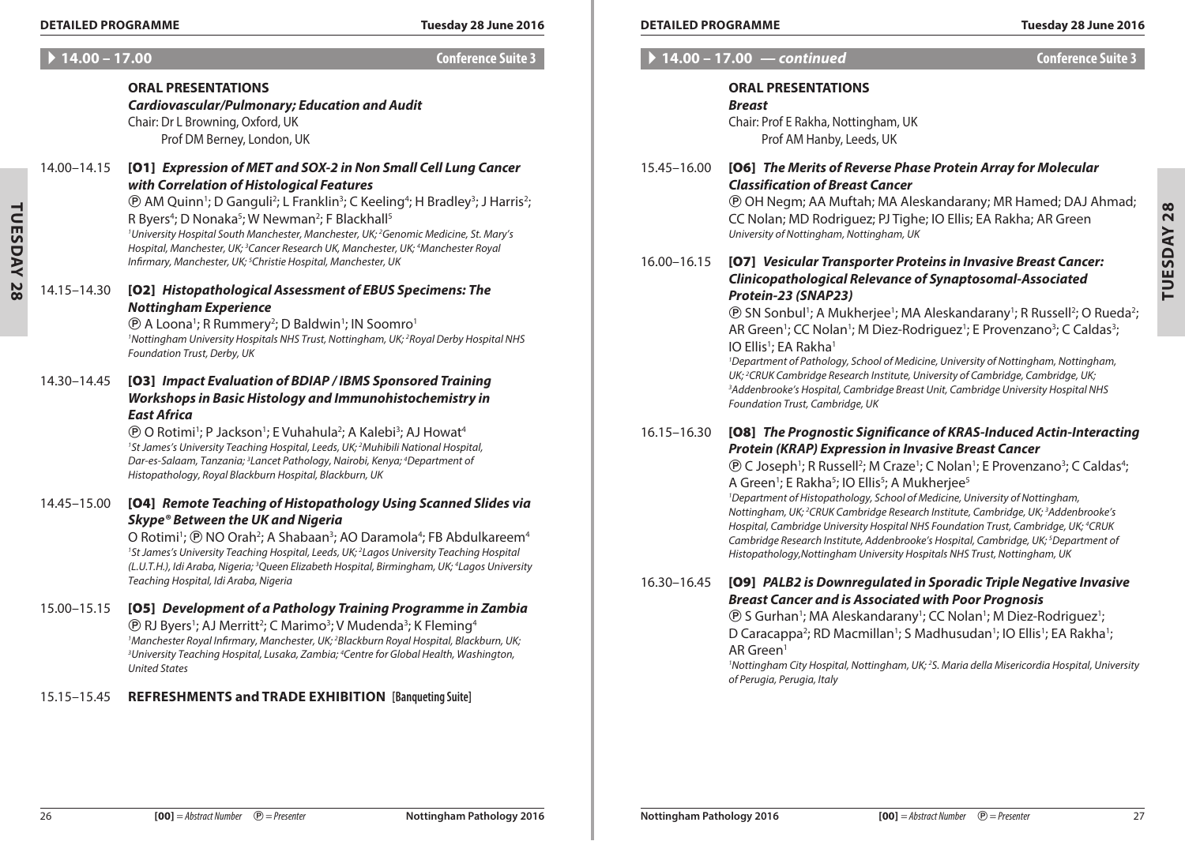## 14.00 – 17.00 — Conference Suite 3

### ORAL PRESENTATIONS

***Cardiovascular/Pulmonary; Education and Audit***

Chair: Dr L Browning, Oxford, UK
Prof DM Berney, London, UK

**14.00–14.15** **[O1]** ***Expression of MET and SOX-2 in Non Small Cell Lung Cancer with Correlation of Histological Features***

Ⓟ AM Quinn[1]; D Ganguli[2]; L Franklin[3]; C Keeling[4]; H Bradley[3]; J Harris[2]; R Byers[4]; D Nonaka[5]; W Newman[2]; F Blackhall[5]

*[1]University Hospital South Manchester, Manchester, UK; [2]Genomic Medicine, St. Mary's Hospital, Manchester, UK; [3]Cancer Research UK, Manchester, UK; [4]Manchester Royal Infirmary, Manchester, UK; [5]Christie Hospital, Manchester, UK*

**14.15–14.30** **[O2]** ***Histopathological Assessment of EBUS Specimens: The Nottingham Experience***

Ⓟ A Loona[1]; R Rummery[2]; D Baldwin[1]; IN Soomro[1]

*[1]Nottingham University Hospitals NHS Trust, Nottingham, UK; [2]Royal Derby Hospital NHS Foundation Trust, Derby, UK*

**14.30–14.45** **[O3]** ***Impact Evaluation of BDIAP / IBMS Sponsored Training Workshops in Basic Histology and Immunohistochemistry in East Africa***

Ⓟ O Rotimi[1]; P Jackson[1]; E Vuhahula[2]; A Kalebi[3]; AJ Howat[4]

*[1]St James's University Teaching Hospital, Leeds, UK; [2]Muhibili National Hospital, Dar-es-Salaam, Tanzania; [3]Lancet Pathology, Nairobi, Kenya; [4]Department of Histopathology, Royal Blackburn Hospital, Blackburn, UK*

**14.45–15.00** **[O4]** ***Remote Teaching of Histopathology Using Scanned Slides via Skype® Between the UK and Nigeria***

O Rotimi[1]; Ⓟ NO Orah[2]; A Shabaan[3]; AO Daramola[4]; FB Abdulkareem[4]

*[1]St James's University Teaching Hospital, Leeds, UK; [2]Lagos University Teaching Hospital (L.U.T.H.), Idi Araba, Nigeria; [3]Queen Elizabeth Hospital, Birmingham, UK; [4]Lagos University Teaching Hospital, Idi Araba, Nigeria*

**15.00–15.15** **[O5]** ***Development of a Pathology Training Programme in Zambia***

Ⓟ RJ Byers[1]; AJ Merritt[2]; C Marimo[3]; V Mudenda[3]; K Fleming[4]

*[1]Manchester Royal Infirmary, Manchester, UK; [2]Blackburn Royal Hospital, Blackburn, UK; [3]University Teaching Hospital, Lusaka, Zambia; [4]Centre for Global Health, Washington, United States*

**15.15–15.45** **REFRESHMENTS and TRADE EXHIBITION** [Banqueting Suite]

## 14.00 – 17.00 — *continued* — Conference Suite 3

### ORAL PRESENTATIONS

***Breast***

Chair: Prof E Rakha, Nottingham, UK
Prof AM Hanby, Leeds, UK

**15.45–16.00** **[O6]** ***The Merits of Reverse Phase Protein Array for Molecular Classification of Breast Cancer***

Ⓟ OH Negm; AA Muftah; MA Aleskandarany; MR Hamed; DAJ Ahmad; CC Nolan; MD Rodriguez; PJ Tighe; IO Ellis; EA Rakha; AR Green

*University of Nottingham, Nottingham, UK*

**16.00–16.15** **[O7]** ***Vesicular Transporter Proteins in Invasive Breast Cancer: Clinicopathological Relevance of Synaptosomal-Associated Protein-23 (SNAP23)***

Ⓟ SN Sonbul[1]; A Mukherjee[1]; MA Aleskandarany[1]; R Russell[2]; O Rueda[2]; AR Green[1]; CC Nolan[1]; M Diez-Rodriguez[1]; E Provenzano[3]; C Caldas[3]; IO Ellis[1]; EA Rakha[1]

*[1]Department of Pathology, School of Medicine, University of Nottingham, Nottingham, UK; [2]CRUK Cambridge Research Institute, University of Cambridge, Cambridge, UK; [3]Addenbrooke's Hospital, Cambridge Breast Unit, Cambridge University Hospital NHS Foundation Trust, Cambridge, UK*

**16.15–16.30** **[O8]** ***The Prognostic Significance of KRAS-Induced Actin-Interacting Protein (KRAP) Expression in Invasive Breast Cancer***

Ⓟ C Joseph[1]; R Russell[2]; M Craze[1]; C Nolan[1]; E Provenzano[3]; C Caldas[4]; A Green[1]; E Rakha[5]; IO Ellis[5]; A Mukherjee[5]

*[1]Department of Histopathology, School of Medicine, University of Nottingham, Nottingham, UK; [2]CRUK Cambridge Research Institute, Cambridge, UK; [3]Addenbrooke's Hospital, Cambridge University Hospital NHS Foundation Trust, Cambridge, UK; [4]CRUK Cambridge Research Institute, Addenbrooke's Hospital, Cambridge, UK; [5]Department of Histopathology,Nottingham University Hospitals NHS Trust, Nottingham, UK*

**16.30–16.45** **[O9]** ***PALB2 is Downregulated in Sporadic Triple Negative Invasive Breast Cancer and is Associated with Poor Prognosis***

Ⓟ S Gurhan[1]; MA Aleskandarany[1]; CC Nolan[1]; M Diez-Rodriguez[1]; D Caracappa[2]; RD Macmillan[1]; S Madhusudan[1]; IO Ellis[1]; EA Rakha[1]; AR Green[1]

*[1]Nottingham City Hospital, Nottingham, UK; [2]S. Maria della Misericordia Hospital, University of Perugia, Perugia, Italy*

**[00]** = *Abstract Number* Ⓟ = *Presenter*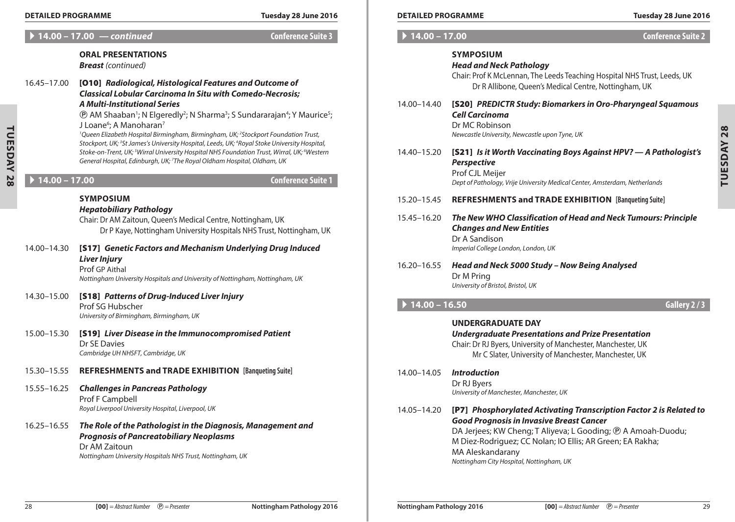## 14.00 – 17.00 — *continued* Conference Suite 3

### ORAL PRESENTATIONS

***Breast*** *(continued)*

16.45–17.00 **[O10]** ***Radiological, Histological Features and Outcome of Classical Lobular Carcinoma In Situ with Comedo-Necrosis; A Multi-Institutional Series***

Ⓟ AM Shaaban[1]; N Elgeredly[2]; N Sharma[3]; S Sundararajan[4]; Y Maurice[5]; J Loane[6]; A Manoharan[7]

*[1]Queen Elizabeth Hospital Birmingham, Birmingham, UK; [2]Stockport Foundation Trust, Stockport, UK; [3]St James's University Hospital, Leeds, UK; [4]Royal Stoke University Hospital, Stoke-on-Trent, UK; [5]Wirral University Hospital NHS Foundation Trust, Wirral, UK; [6]Western General Hospital, Edinburgh, UK; [7]The Royal Oldham Hospital, Oldham, UK*

## 14.00 – 17.00 Conference Suite 1

### SYMPOSIUM

***Hepatobiliary Pathology***

Chair: Dr AM Zaitoun, Queen's Medical Centre, Nottingham, UK
Dr P Kaye, Nottingham University Hospitals NHS Trust, Nottingham, UK

14.00–14.30 **[S17]** ***Genetic Factors and Mechanism Underlying Drug Induced Liver Injury***
Prof GP Aithal
*Nottingham University Hospitals and University of Nottingham, Nottingham, UK*

14.30–15.00 **[S18]** ***Patterns of Drug-Induced Liver Injury***
Prof SG Hubscher
*University of Birmingham, Birmingham, UK*

15.00–15.30 **[S19]** ***Liver Disease in the Immunocompromised Patient***
Dr SE Davies
*Cambridge UH NHSFT, Cambridge, UK*

15.30–15.55 **REFRESHMENTS and TRADE EXHIBITION [Banqueting Suite]**

15.55–16.25 ***Challenges in Pancreas Pathology***
Prof F Campbell
*Royal Liverpool University Hospital, Liverpool, UK*

16.25–16.55 ***The Role of the Pathologist in the Diagnosis, Management and Prognosis of Pancreatobiliary Neoplasms***
Dr AM Zaitoun
*Nottingham University Hospitals NHS Trust, Nottingham, UK*

## 14.00 – 17.00 Conference Suite 2

### SYMPOSIUM

***Head and Neck Pathology***

Chair: Prof K McLennan, The Leeds Teaching Hospital NHS Trust, Leeds, UK
Dr R Allibone, Queen's Medical Centre, Nottingham, UK

14.00–14.40 **[S20]** ***PREDICTR Study: Biomarkers in Oro-Pharyngeal Squamous Cell Carcinoma***
Dr MC Robinson
*Newcastle University, Newcastle upon Tyne, UK*

14.40–15.20 **[S21]** ***Is it Worth Vaccinating Boys Against HPV? — A Pathologist's Perspective***
Prof CJL Meijer
*Dept of Pathology, Vrije University Medical Center, Amsterdam, Netherlands*

15.20–15.45 **REFRESHMENTS and TRADE EXHIBITION [Banqueting Suite]**

15.45–16.20 ***The New WHO Classification of Head and Neck Tumours: Principle Changes and New Entities***
Dr A Sandison
*Imperial College London, London, UK*

16.20–16.55 ***Head and Neck 5000 Study – Now Being Analysed***
Dr M Pring
*University of Bristol, Bristol, UK*

## 14.00 – 16.50 Gallery 2 / 3

### UNDERGRADUATE DAY

***Undergraduate Presentations and Prize Presentation***

Chair: Dr RJ Byers, University of Manchester, Manchester, UK
Mr C Slater, University of Manchester, Manchester, UK

14.00–14.05 ***Introduction***
Dr RJ Byers
*University of Manchester, Manchester, UK*

14.05–14.20 **[P7]** ***Phosphorylated Activating Transcription Factor 2 is Related to Good Prognosis in Invasive Breast Cancer***
DA Jerjees; KW Cheng; T Aliyeva; L Gooding; Ⓟ A Amoah-Duodu; M Diez-Rodriguez; CC Nolan; IO Ellis; AR Green; EA Rakha; MA Aleskandarany
*Nottingham City Hospital, Nottingham, UK*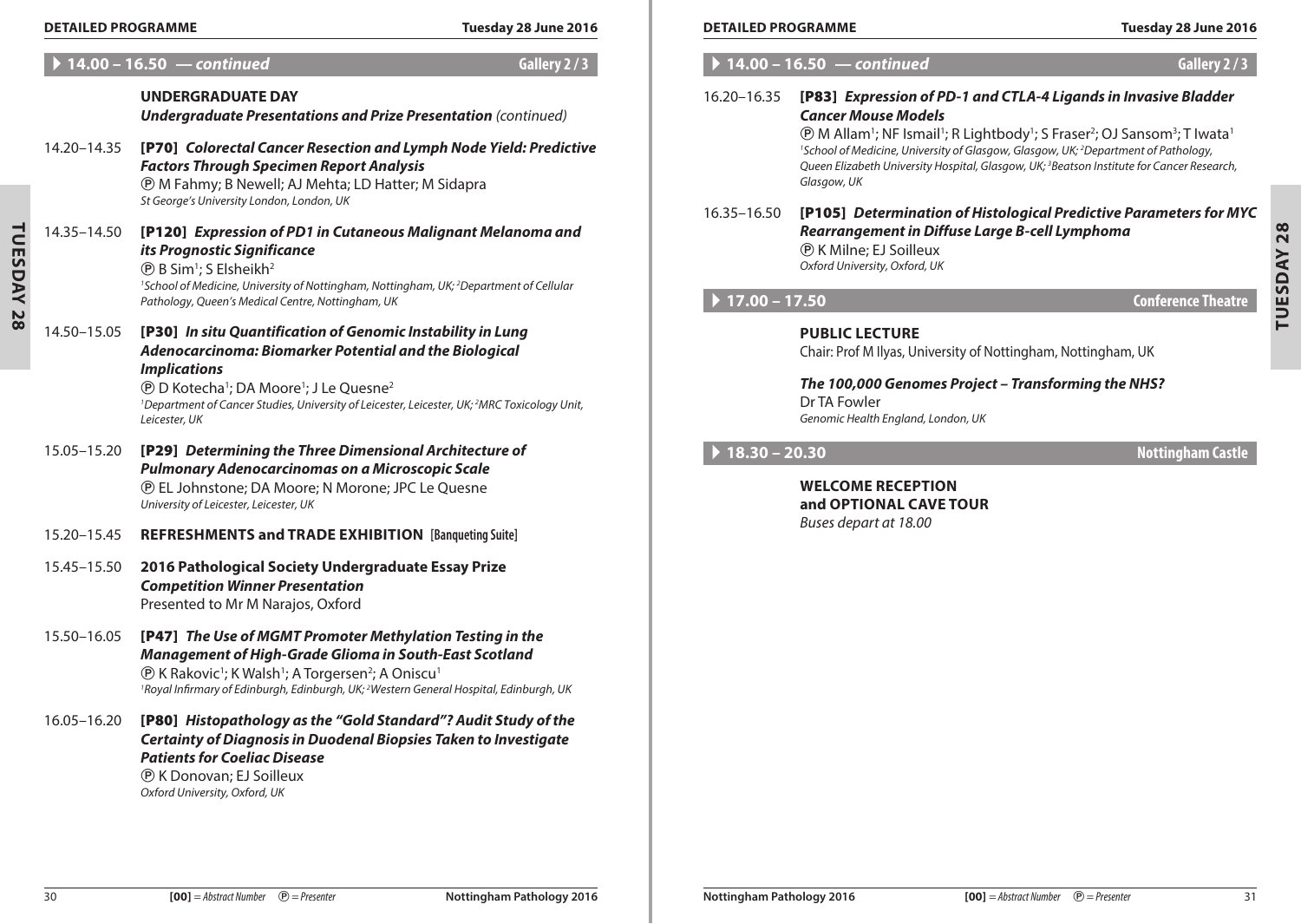## ▶ 14.00 – 16.50 — *continued* — Gallery 2 / 3

**UNDERGRADUATE DAY**
***Undergraduate Presentations and Prize Presentation*** *(continued)*

14.20–14.35 **[P70]** ***Colorectal Cancer Resection and Lymph Node Yield: Predictive Factors Through Specimen Report Analysis***
Ⓟ M Fahmy; B Newell; AJ Mehta; LD Hatter; M Sidapra
*St George's University London, London, UK*

14.35–14.50 **[P120]** ***Expression of PD1 in Cutaneous Malignant Melanoma and its Prognostic Significance***
Ⓟ B Sim[1]; S Elsheikh[2]
*[1]School of Medicine, University of Nottingham, Nottingham, UK; [2]Department of Cellular Pathology, Queen's Medical Centre, Nottingham, UK*

14.50–15.05 **[P30]** ***In situ Quantification of Genomic Instability in Lung Adenocarcinoma: Biomarker Potential and the Biological Implications***
Ⓟ D Kotecha[1]; DA Moore[1]; J Le Quesne[2]
*[1]Department of Cancer Studies, University of Leicester, Leicester, UK; [2]MRC Toxicology Unit, Leicester, UK*

15.05–15.20 **[P29]** ***Determining the Three Dimensional Architecture of Pulmonary Adenocarcinomas on a Microscopic Scale***
Ⓟ EL Johnstone; DA Moore; N Morone; JPC Le Quesne
*University of Leicester, Leicester, UK*

15.20–15.45 **REFRESHMENTS and TRADE EXHIBITION [Banqueting Suite]**

15.45–15.50 **2016 Pathological Society Undergraduate Essay Prize *Competition Winner Presentation***
Presented to Mr M Narajos, Oxford

15.50–16.05 **[P47]** ***The Use of MGMT Promoter Methylation Testing in the Management of High-Grade Glioma in South-East Scotland***
Ⓟ K Rakovic[1]; K Walsh[1]; A Torgersen[2]; A Oniscu[1]
*[1]Royal Infirmary of Edinburgh, Edinburgh, UK; [2]Western General Hospital, Edinburgh, UK*

16.05–16.20 **[P80]** ***Histopathology as the "Gold Standard"? Audit Study of the Certainty of Diagnosis in Duodenal Biopsies Taken to Investigate Patients for Coeliac Disease***
Ⓟ K Donovan; EJ Soilleux
*Oxford University, Oxford, UK*

16.20–16.35 **[P83]** ***Expression of PD-1 and CTLA-4 Ligands in Invasive Bladder Cancer Mouse Models***
Ⓟ M Allam[1]; NF Ismail[1]; R Lightbody[1]; S Fraser[2]; OJ Sansom[3]; T Iwata[1]
*[1]School of Medicine, University of Glasgow, Glasgow, UK; [2]Department of Pathology, Queen Elizabeth University Hospital, Glasgow, UK; [3]Beatson Institute for Cancer Research, Glasgow, UK*

16.35–16.50 **[P105]** ***Determination of Histological Predictive Parameters for MYC Rearrangement in Diffuse Large B-cell Lymphoma***
Ⓟ K Milne; EJ Soilleux
*Oxford University, Oxford, UK*

## ▶ 17.00 – 17.50 — Conference Theatre

**PUBLIC LECTURE**
Chair: Prof M Ilyas, University of Nottingham, Nottingham, UK

***The 100,000 Genomes Project – Transforming the NHS?***
Dr TA Fowler
*Genomic Health England, London, UK*

## ▶ 18.30 – 20.30 — Nottingham Castle

**WELCOME RECEPTION**
**and OPTIONAL CAVE TOUR**
*Buses depart at 18.00*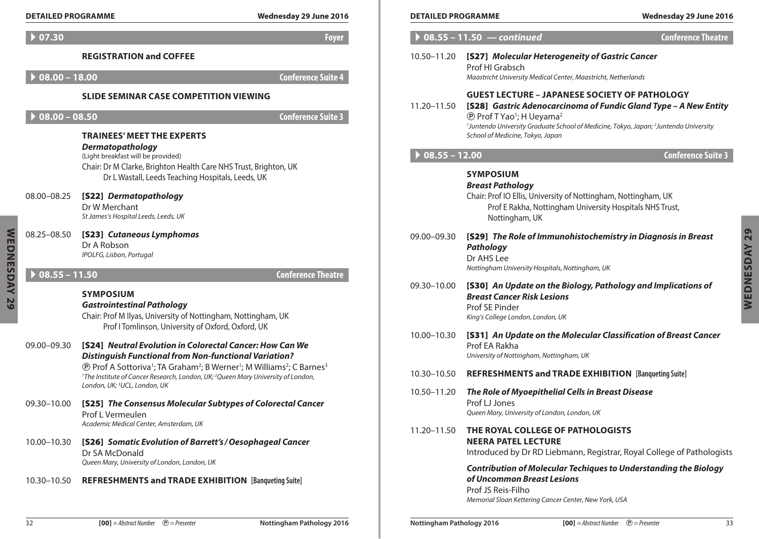### ▶ 07.30 — Foyer

**REGISTRATION and COFFEE**

### ▶ 08.00 – 18.00 — Conference Suite 4

**SLIDE SEMINAR CASE COMPETITION VIEWING**

### ▶ 08.00 – 08.50 — Conference Suite 3

**TRAINEES' MEET THE EXPERTS**
***Dermatopathology***
(Light breakfast will be provided)
Chair: Dr M Clarke, Brighton Health Care NHS Trust, Brighton, UK
Dr L Wastall, Leeds Teaching Hospitals, Leeds, UK

08.00–08.25 **[S22]** ***Dermatopathology***
Dr W Merchant
*St James's Hospital Leeds, Leeds, UK*

08.25–08.50 **[S23]** ***Cutaneous Lymphomas***
Dr A Robson
*IPOLFG, Lisbon, Portugal*

### ▶ 08.55 – 11.50 — Conference Theatre

**SYMPOSIUM**
***Gastrointestinal Pathology***
Chair: Prof M Ilyas, University of Nottingham, Nottingham, UK
Prof I Tomlinson, University of Oxford, Oxford, UK

09.00–09.30 **[S24]** ***Neutral Evolution in Colorectal Cancer: How Can We Distinguish Functional from Non-functional Variation?***
Ⓟ Prof A Sottoriva[1]; TA Graham[2]; B Werner[1]; M Williams[2]; C Barnes[3]
*[1]The Institute of Cancer Research, London, UK; [2]Queen Mary University of London, London, UK; [3]UCL, London, UK*

09.30–10.00 **[S25]** ***The Consensus Molecular Subtypes of Colorectal Cancer***
Prof L Vermeulen
*Academic Medical Center, Amsterdam, UK*

10.00–10.30 **[S26]** ***Somatic Evolution of Barrett's / Oesophageal Cancer***
Dr SA McDonald
*Queen Mary, University of London, London, UK*

10.30–10.50 **REFRESHMENTS and TRADE EXHIBITION** [Banqueting Suite]

### ▶ 08.55 – 11.50 — *continued* — Conference Theatre

10.50–11.20 **[S27]** ***Molecular Heterogeneity of Gastric Cancer***
Prof HI Grabsch
*Maastricht University Medical Center, Maastricht, Netherlands*

**GUEST LECTURE – JAPANESE SOCIETY OF PATHOLOGY**

11.20–11.50 **[S28]** ***Gastric Adenocarcinoma of Fundic Gland Type – A New Entity***
Ⓟ Prof T Yao[1]; H Ueyama[2]
*[1]Juntendo University Graduate School of Medicine, Tokyo, Japan; [2]Juntendo University School of Medicine, Tokyo, Japan*

### ▶ 08.55 – 12.00 — Conference Suite 3

**SYMPOSIUM**
***Breast Pathology***
Chair: Prof IO Ellis, University of Nottingham, Nottingham, UK
Prof E Rakha, Nottingham University Hospitals NHS Trust, Nottingham, UK

09.00–09.30 **[S29]** ***The Role of Immunohistochemistry in Diagnosis in Breast Pathology***
Dr AHS Lee
*Nottingham University Hospitals, Nottingham, UK*

09.30–10.00 **[S30]** ***An Update on the Biology, Pathology and Implications of Breast Cancer Risk Lesions***
Prof SE Pinder
*King's College London, London, UK*

10.00–10.30 **[S31]** ***An Update on the Molecular Classification of Breast Cancer***
Prof EA Rakha
*University of Nottingham, Nottingham, UK*

10.30–10.50 **REFRESHMENTS and TRADE EXHIBITION** [Banqueting Suite]

10.50–11.20 ***The Role of Myoepithelial Cells in Breast Disease***
Prof LJ Jones
*Queen Mary, University of London, London, UK*

11.20–11.50 **THE ROYAL COLLEGE OF PATHOLOGISTS NEERA PATEL LECTURE**
Introduced by Dr RD Liebmann, Registrar, Royal College of Pathologists

***Contribution of Molecular Techiques to Understanding the Biology of Uncommon Breast Lesions***
Prof JS Reis-Filho
*Memorial Sloan Kettering Cancer Center, New York, USA*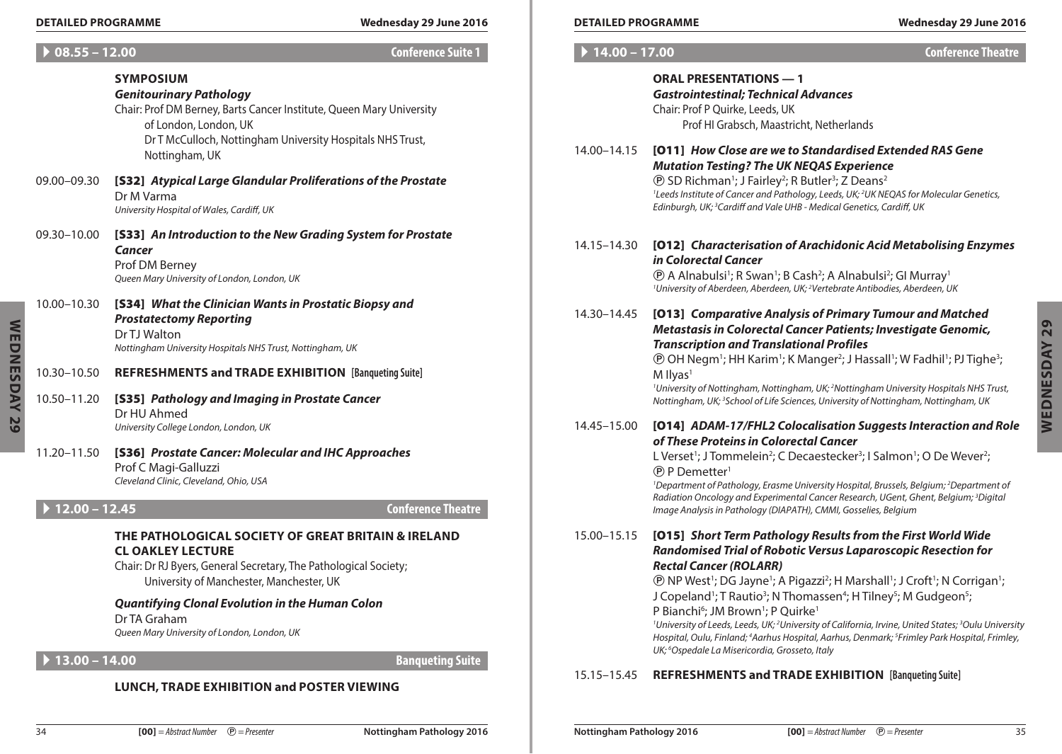## 08.55 – 12.00 Conference Suite 1

### SYMPOSIUM

***Genitourinary Pathology***

Chair: Prof DM Berney, Barts Cancer Institute, Queen Mary University of London, London, UK
Dr T McCulloch, Nottingham University Hospitals NHS Trust, Nottingham, UK

09.00–09.30 **[S32]** ***Atypical Large Glandular Proliferations of the Prostate***
Dr M Varma
*University Hospital of Wales, Cardiff, UK*

09.30–10.00 **[S33]** ***An Introduction to the New Grading System for Prostate Cancer***
Prof DM Berney
*Queen Mary University of London, London, UK*

10.00–10.30 **[S34]** ***What the Clinician Wants in Prostatic Biopsy and Prostatectomy Reporting***
Dr TJ Walton
*Nottingham University Hospitals NHS Trust, Nottingham, UK*

10.30–10.50 **REFRESHMENTS and TRADE EXHIBITION** **[Banqueting Suite]**

10.50–11.20 **[S35]** ***Pathology and Imaging in Prostate Cancer***
Dr HU Ahmed
*University College London, London, UK*

11.20–11.50 **[S36]** ***Prostate Cancer: Molecular and IHC Approaches***
Prof C Magi-Galluzzi
*Cleveland Clinic, Cleveland, Ohio, USA*

## 12.00 – 12.45 Conference Theatre

### THE PATHOLOGICAL SOCIETY OF GREAT BRITAIN & IRELAND CL OAKLEY LECTURE

Chair: Dr RJ Byers, General Secretary, The Pathological Society; University of Manchester, Manchester, UK

***Quantifying Clonal Evolution in the Human Colon***
Dr TA Graham
*Queen Mary University of London, London, UK*

## 13.00 – 14.00 Banqueting Suite

### LUNCH, TRADE EXHIBITION and POSTER VIEWING

## 14.00 – 17.00 Conference Theatre

### ORAL PRESENTATIONS — 1

***Gastrointestinal; Technical Advances***

Chair: Prof P Quirke, Leeds, UK
Prof HI Grabsch, Maastricht, Netherlands

14.00–14.15 **[O11]** ***How Close are we to Standardised Extended RAS Gene Mutation Testing? The UK NEQAS Experience***
Ⓟ SD Richman[1]; J Fairley[2]; R Butler[3]; Z Deans[2]
*[1]Leeds Institute of Cancer and Pathology, Leeds, UK; [2]UK NEQAS for Molecular Genetics, Edinburgh, UK; [3]Cardiff and Vale UHB - Medical Genetics, Cardiff, UK*

14.15–14.30 **[O12]** ***Characterisation of Arachidonic Acid Metabolising Enzymes in Colorectal Cancer***
Ⓟ A Alnabulsi[1]; R Swan[1]; B Cash[2]; A Alnabulsi[2]; GI Murray[1]
*[1]University of Aberdeen, Aberdeen, UK; [2]Vertebrate Antibodies, Aberdeen, UK*

14.30–14.45 **[O13]** ***Comparative Analysis of Primary Tumour and Matched Metastasis in Colorectal Cancer Patients; Investigate Genomic, Transcription and Translational Profiles***
Ⓟ OH Negm[1]; HH Karim[1]; K Manger[2]; J Hassall[1]; W Fadhil[1]; PJ Tighe[3]; M Ilyas[1]
*[1]University of Nottingham, Nottingham, UK; [2]Nottingham University Hospitals NHS Trust, Nottingham, UK; [3]School of Life Sciences, University of Nottingham, Nottingham, UK*

14.45–15.00 **[O14]** ***ADAM-17/FHL2 Colocalisation Suggests Interaction and Role of These Proteins in Colorectal Cancer***
L Verset[1]; J Tommelein[2]; C Decaestecker[3]; I Salmon[1]; O De Wever[2]; Ⓟ P Demetter[1]
*[1]Department of Pathology, Erasme University Hospital, Brussels, Belgium; [2]Department of Radiation Oncology and Experimental Cancer Research, UGent, Ghent, Belgium; [3]Digital Image Analysis in Pathology (DIAPATH), CMMI, Gosselies, Belgium*

15.00–15.15 **[O15]** ***Short Term Pathology Results from the First World Wide Randomised Trial of Robotic Versus Laparoscopic Resection for Rectal Cancer (ROLARR)***
Ⓟ NP West[1]; DG Jayne[1]; A Pigazzi[2]; H Marshall[1]; J Croft[1]; N Corrigan[1]; J Copeland[1]; T Rautio[3]; N Thomassen[4]; H Tilney[5]; M Gudgeon[5]; P Bianchi[6]; JM Brown[1]; P Quirke[1]
*[1]University of Leeds, Leeds, UK; [2]University of California, Irvine, United States; [3]Oulu University Hospital, Oulu, Finland; [4]Aarhus Hospital, Aarhus, Denmark; [5]Frimley Park Hospital, Frimley, UK; [6]Ospedale La Misericordia, Grosseto, Italy*

15.15–15.45 **REFRESHMENTS and TRADE EXHIBITION** **[Banqueting Suite]**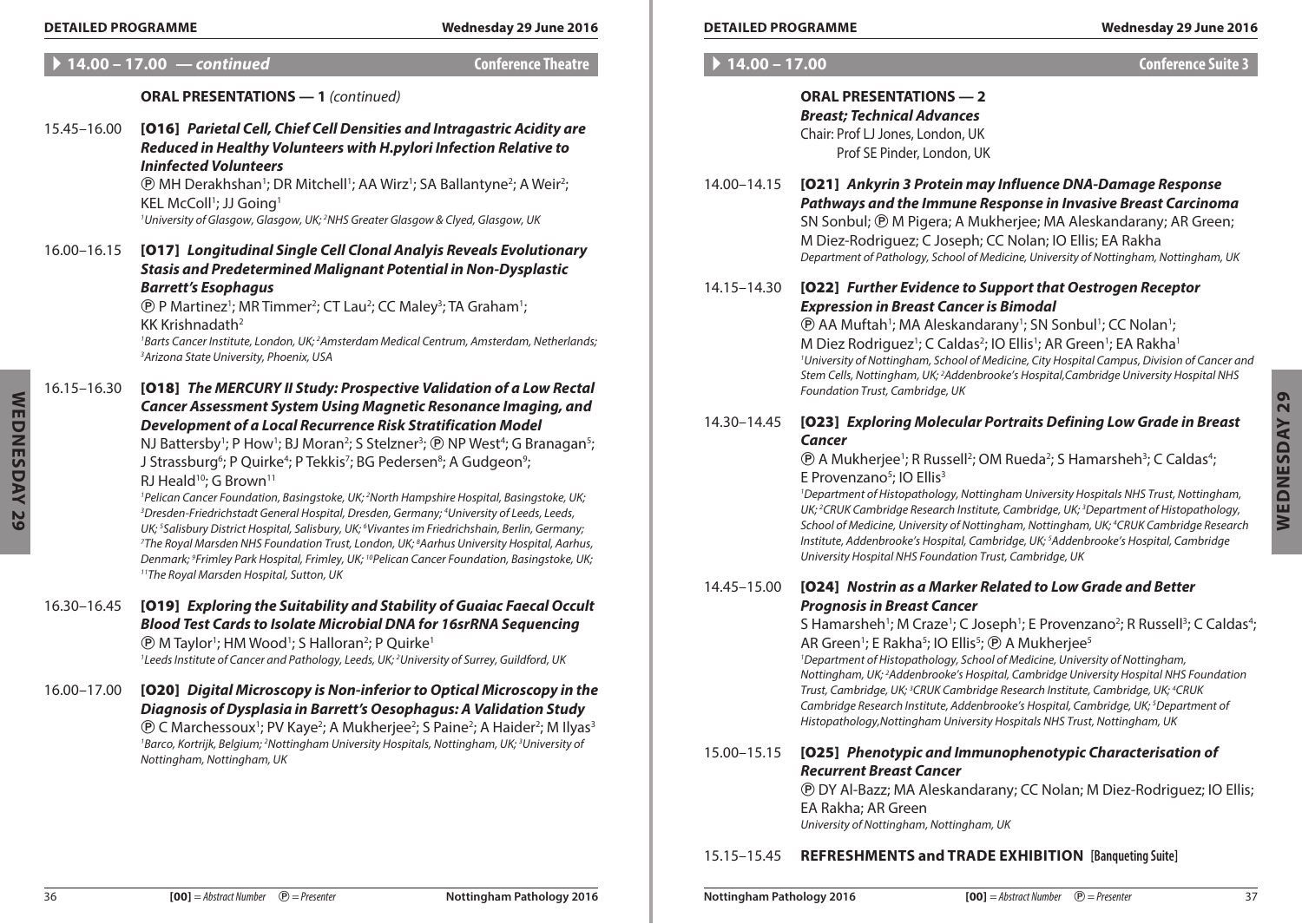## 14.00 – 17.00 — *continued* — Conference Theatre

### ORAL PRESENTATIONS — 1 *(continued)*

15.45–16.00 **[O16] *Parietal Cell, Chief Cell Densities and Intragastric Acidity are Reduced in Healthy Volunteers with H.pylori Infection Relative to Ininfected Volunteers***
Ⓟ MH Derakhshan[1]; DR Mitchell[1]; AA Wirz[1]; SA Ballantyne[2]; A Weir[2]; KEL McColl[1]; JJ Going[1]
*[1]University of Glasgow, Glasgow, UK; [2]NHS Greater Glasgow & Clyed, Glasgow, UK*

16.00–16.15 **[O17] *Longitudinal Single Cell Clonal Analyis Reveals Evolutionary Stasis and Predetermined Malignant Potential in Non-Dysplastic Barrett's Esophagus***
Ⓟ P Martinez[1]; MR Timmer[2]; CT Lau[2]; CC Maley[3]; TA Graham[1]; KK Krishnadath[2]
*[1]Barts Cancer Institute, London, UK; [2]Amsterdam Medical Centrum, Amsterdam, Netherlands; [3]Arizona State University, Phoenix, USA*

16.15–16.30 **[O18] *The MERCURY II Study: Prospective Validation of a Low Rectal Cancer Assessment System Using Magnetic Resonance Imaging, and Development of a Local Recurrence Risk Stratification Model***
NJ Battersby[1]; P How[1]; BJ Moran[2]; S Stelzner[3]; Ⓟ NP West[4]; G Branagan[5]; J Strassburg[6]; P Quirke[4]; P Tekkis[7]; BG Pedersen[8]; A Gudgeon[9]; RJ Heald[10]; G Brown[11]
*[1]Pelican Cancer Foundation, Basingstoke, UK; [2]North Hampshire Hospital, Basingstoke, UK; [3]Dresden-Friedrichstadt General Hospital, Dresden, Germany; [4]University of Leeds, Leeds, UK; [5]Salisbury District Hospital, Salisbury, UK; [6]Vivantes im Friedrichshain, Berlin, Germany; [7]The Royal Marsden NHS Foundation Trust, London, UK; [8]Aarhus University Hospital, Aarhus, Denmark; [9]Frimley Park Hospital, Frimley, UK; [10]Pelican Cancer Foundation, Basingstoke, UK; [11]The Royal Marsden Hospital, Sutton, UK*

16.30–16.45 **[O19] *Exploring the Suitability and Stability of Guaiac Faecal Occult Blood Test Cards to Isolate Microbial DNA for 16srRNA Sequencing***
Ⓟ M Taylor[1]; HM Wood[1]; S Halloran[2]; P Quirke[1]
*[1]Leeds Institute of Cancer and Pathology, Leeds, UK; [2]University of Surrey, Guildford, UK*

16.00–17.00 **[O20] *Digital Microscopy is Non-inferior to Optical Microscopy in the Diagnosis of Dysplasia in Barrett's Oesophagus: A Validation Study***
Ⓟ C Marchessoux[1]; PV Kaye[2]; A Mukherjee[2]; S Paine[2]; A Haider[2]; M Ilyas[3]
*[1]Barco, Kortrijk, Belgium; [2]Nottingham University Hospitals, Nottingham, UK; [3]University of Nottingham, Nottingham, UK*

## 14.00 – 17.00 — Conference Suite 3

### ORAL PRESENTATIONS — 2
***Breast; Technical Advances***
Chair: Prof LJ Jones, London, UK
Prof SE Pinder, London, UK

14.00–14.15 **[O21] *Ankyrin 3 Protein may Influence DNA-Damage Response Pathways and the Immune Response in Invasive Breast Carcinoma***
SN Sonbul; Ⓟ M Pigera; A Mukherjee; MA Aleskandarany; AR Green; M Diez-Rodriguez; C Joseph; CC Nolan; IO Ellis; EA Rakha
*Department of Pathology, School of Medicine, University of Nottingham, Nottingham, UK*

14.15–14.30 **[O22] *Further Evidence to Support that Oestrogen Receptor Expression in Breast Cancer is Bimodal***
Ⓟ AA Muftah[1]; MA Aleskandarany[1]; SN Sonbul[1]; CC Nolan[1]; M Diez Rodriguez[1]; C Caldas[2]; IO Ellis[1]; AR Green[1]; EA Rakha[1]
*[1]University of Nottingham, School of Medicine, City Hospital Campus, Division of Cancer and Stem Cells, Nottingham, UK; [2]Addenbrooke's Hospital,Cambridge University Hospital NHS Foundation Trust, Cambridge, UK*

14.30–14.45 **[O23] *Exploring Molecular Portraits Defining Low Grade in Breast Cancer***
Ⓟ A Mukherjee[1]; R Russell[2]; OM Rueda[2]; S Hamarsheh[3]; C Caldas[4]; E Provenzano[5]; IO Ellis[3]
*[1]Department of Histopathology, Nottingham University Hospitals NHS Trust, Nottingham, UK; [2]CRUK Cambridge Research Institute, Cambridge, UK; [3]Department of Histopathology, School of Medicine, University of Nottingham, Nottingham, UK; [4]CRUK Cambridge Research Institute, Addenbrooke's Hospital, Cambridge, UK; [5]Addenbrooke's Hospital, Cambridge University Hospital NHS Foundation Trust, Cambridge, UK*

14.45–15.00 **[O24] *Nostrin as a Marker Related to Low Grade and Better Prognosis in Breast Cancer***
S Hamarsheh[1]; M Craze[1]; C Joseph[1]; E Provenzano[2]; R Russell[3]; C Caldas[4]; AR Green[1]; E Rakha[5]; IO Ellis[5]; Ⓟ A Mukherjee[5]
*[1]Department of Histopathology, School of Medicine, University of Nottingham, Nottingham, UK; [2]Addenbrooke's Hospital, Cambridge University Hospital NHS Foundation Trust, Cambridge, UK; [3]CRUK Cambridge Research Institute, Cambridge, UK; [4]CRUK Cambridge Research Institute, Addenbrooke's Hospital, Cambridge, UK; [5]Department of Histopathology,Nottingham University Hospitals NHS Trust, Nottingham, UK*

15.00–15.15 **[O25] *Phenotypic and Immunophenotypic Characterisation of Recurrent Breast Cancer***
Ⓟ DY Al-Bazz; MA Aleskandarany; CC Nolan; M Diez-Rodriguez; IO Ellis; EA Rakha; AR Green
*University of Nottingham, Nottingham, UK*

15.15–15.45 **REFRESHMENTS and TRADE EXHIBITION [Banqueting Suite]**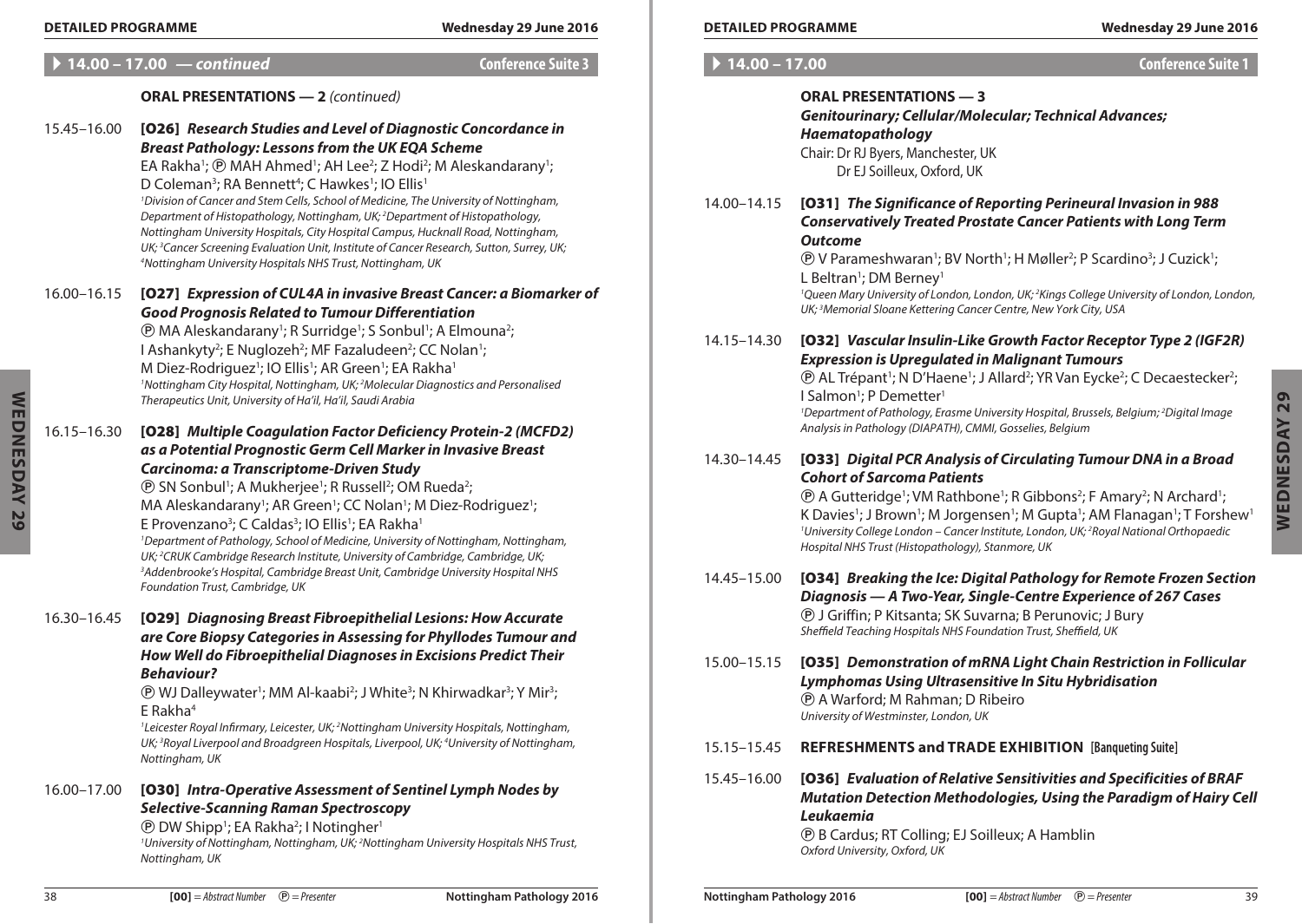## 14.00 – 17.00 — *continued* — Conference Suite 3

### ORAL PRESENTATIONS — 2 *(continued)*

15.45–16.00 **[O26]** ***Research Studies and Level of Diagnostic Concordance in Breast Pathology: Lessons from the UK EQA Scheme***

EA Rakha[1]; ℗ MAH Ahmed[1]; AH Lee[2]; Z Hodi[2]; M Aleskandarany[1]; D Coleman[3]; RA Bennett[4]; C Hawkes[1]; IO Ellis[1]

*[1]Division of Cancer and Stem Cells, School of Medicine, The University of Nottingham, Department of Histopathology, Nottingham, UK; [2]Department of Histopathology, Nottingham University Hospitals, City Hospital Campus, Hucknall Road, Nottingham, UK; [3]Cancer Screening Evaluation Unit, Institute of Cancer Research, Sutton, Surrey, UK; [4]Nottingham University Hospitals NHS Trust, Nottingham, UK*

16.00–16.15 **[O27]** ***Expression of CUL4A in invasive Breast Cancer: a Biomarker of Good Prognosis Related to Tumour Differentiation***

℗ MA Aleskandarany[1]; R Surridge[1]; S Sonbul[1]; A Elmouna[2]; I Ashankyty[2]; E Nuglozeh[2]; MF Fazaludeen[2]; CC Nolan[1]; M Diez-Rodriguez[1]; IO Ellis[1]; AR Green[1]; EA Rakha[1]

*[1]Nottingham City Hospital, Nottingham, UK; [2]Molecular Diagnostics and Personalised Therapeutics Unit, University of Ha'il, Ha'il, Saudi Arabia*

16.15–16.30 **[O28]** ***Multiple Coagulation Factor Deficiency Protein-2 (MCFD2) as a Potential Prognostic Germ Cell Marker in Invasive Breast Carcinoma: a Transcriptome-Driven Study***

℗ SN Sonbul[1]; A Mukherjee[1]; R Russell[2]; OM Rueda[2]; MA Aleskandarany[1]; AR Green[1]; CC Nolan[1]; M Diez-Rodriguez[1]; E Provenzano[3]; C Caldas[3]; IO Ellis[1]; EA Rakha[1]

*[1]Department of Pathology, School of Medicine, University of Nottingham, Nottingham, UK; [2]CRUK Cambridge Research Institute, University of Cambridge, Cambridge, UK; [3]Addenbrooke's Hospital, Cambridge Breast Unit, Cambridge University Hospital NHS Foundation Trust, Cambridge, UK*

16.30–16.45 **[O29]** ***Diagnosing Breast Fibroepithelial Lesions: How Accurate are Core Biopsy Categories in Assessing for Phyllodes Tumour and How Well do Fibroepithelial Diagnoses in Excisions Predict Their Behaviour?***

℗ WJ Dalleywater[1]; MM Al-kaabi[2]; J White[3]; N Khirwadkar[3]; Y Mir[3]; E Rakha[4]

*[1]Leicester Royal Infirmary, Leicester, UK; [2]Nottingham University Hospitals, Nottingham, UK; [3]Royal Liverpool and Broadgreen Hospitals, Liverpool, UK; [4]University of Nottingham, Nottingham, UK*

16.00–17.00 **[O30]** ***Intra-Operative Assessment of Sentinel Lymph Nodes by Selective-Scanning Raman Spectroscopy***

℗ DW Shipp[1]; EA Rakha[2]; I Notingher[1]

*[1]University of Nottingham, Nottingham, UK; [2]Nottingham University Hospitals NHS Trust, Nottingham, UK*

## 14.00 – 17.00 — Conference Suite 1

### ORAL PRESENTATIONS — 3
***Genitourinary; Cellular/Molecular; Technical Advances; Haematopathology***

Chair: Dr RJ Byers, Manchester, UK
Dr EJ Soilleux, Oxford, UK

14.00–14.15 **[O31]** ***The Significance of Reporting Perineural Invasion in 988 Conservatively Treated Prostate Cancer Patients with Long Term Outcome***

℗ V Parameshwaran[1]; BV North[1]; H Møller[2]; P Scardino[3]; J Cuzick[1]; L Beltran[1]; DM Berney[1]

*[1]Queen Mary University of London, London, UK; [2]Kings College University of London, London, UK; [3]Memorial Sloane Kettering Cancer Centre, New York City, USA*

14.15–14.30 **[O32]** ***Vascular Insulin-Like Growth Factor Receptor Type 2 (IGF2R) Expression is Upregulated in Malignant Tumours***

℗ AL Trépant[1]; N D'Haene[1]; J Allard[2]; YR Van Eycke[2]; C Decaestecker[2]; I Salmon[1]; P Demetter[1]

*[1]Department of Pathology, Erasme University Hospital, Brussels, Belgium; [2]Digital Image Analysis in Pathology (DIAPATH), CMMI, Gosselies, Belgium*

14.30–14.45 **[O33]** ***Digital PCR Analysis of Circulating Tumour DNA in a Broad Cohort of Sarcoma Patients***

℗ A Gutteridge[1]; VM Rathbone[1]; R Gibbons[2]; F Amary[2]; N Archard[1]; K Davies[1]; J Brown[1]; M Jorgensen[1]; M Gupta[1]; AM Flanagan[1]; T Forshew[1]

*[1]University College London – Cancer Institute, London, UK; [2]Royal National Orthopaedic Hospital NHS Trust (Histopathology), Stanmore, UK*

14.45–15.00 **[O34]** ***Breaking the Ice: Digital Pathology for Remote Frozen Section Diagnosis — A Two-Year, Single-Centre Experience of 267 Cases***

℗ J Griffin; P Kitsanta; SK Suvarna; B Perunovic; J Bury

*Sheffield Teaching Hospitals NHS Foundation Trust, Sheffield, UK*

15.00–15.15 **[O35]** ***Demonstration of mRNA Light Chain Restriction in Follicular Lymphomas Using Ultrasensitive In Situ Hybridisation***

℗ A Warford; M Rahman; D Ribeiro

*University of Westminster, London, UK*

15.15–15.45 **REFRESHMENTS and TRADE EXHIBITION** [Banqueting Suite]

15.45–16.00 **[O36]** ***Evaluation of Relative Sensitivities and Specificities of BRAF Mutation Detection Methodologies, Using the Paradigm of Hairy Cell Leukaemia***

℗ B Cardus; RT Colling; EJ Soilleux; A Hamblin

*Oxford University, Oxford, UK*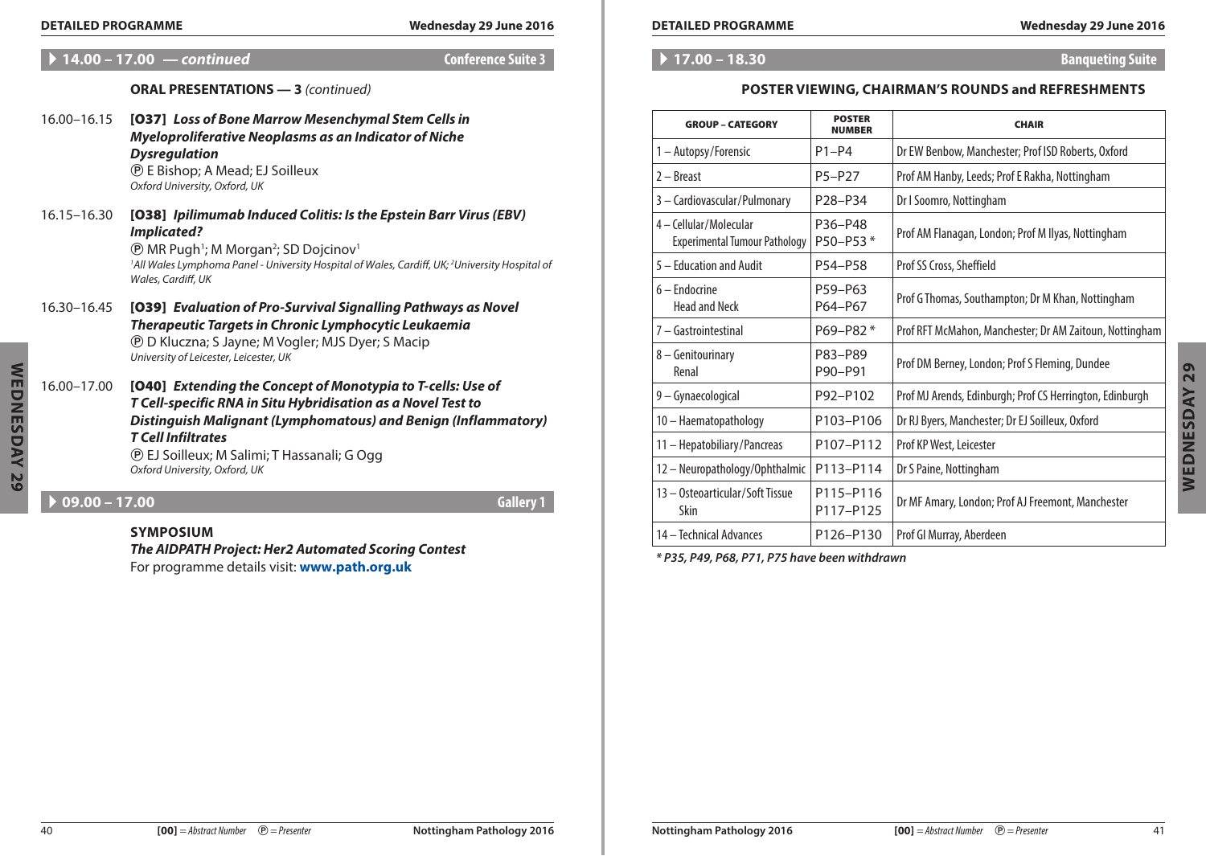## 14.00 – 17.00 — *continued* — Conference Suite 3

### ORAL PRESENTATIONS — 3 *(continued)*

16.00–16.15 **[O37] *Loss of Bone Marrow Mesenchymal Stem Cells in Myeloproliferative Neoplasms as an Indicator of Niche Dysregulation***
Ⓟ E Bishop; A Mead; EJ Soilleux
*Oxford University, Oxford, UK*

16.15–16.30 **[O38] *Ipilimumab Induced Colitis: Is the Epstein Barr Virus (EBV) Implicated?***
Ⓟ MR Pugh[1]; M Morgan[2]; SD Dojcinov[1]
*[1]All Wales Lymphoma Panel - University Hospital of Wales, Cardiff, UK; [2]University Hospital of Wales, Cardiff, UK*

16.30–16.45 **[O39] *Evaluation of Pro-Survival Signalling Pathways as Novel Therapeutic Targets in Chronic Lymphocytic Leukaemia***
Ⓟ D Kluczna; S Jayne; M Vogler; MJS Dyer; S Macip
*University of Leicester, Leicester, UK*

16.00–17.00 **[O40] *Extending the Concept of Monotypia to T-cells: Use of T Cell-specific RNA in Situ Hybridisation as a Novel Test to Distinguish Malignant (Lymphomatous) and Benign (Inflammatory) T Cell Infiltrates***
Ⓟ EJ Soilleux; M Salimi; T Hassanali; G Ogg
*Oxford University, Oxford, UK*

## 09.00 – 17.00 — Gallery 1

### SYMPOSIUM

***The AIDPATH Project: Her2 Automated Scoring Contest***
For programme details visit: **www.path.org.uk**

## 17.00 – 18.30 — Banqueting Suite

### POSTER VIEWING, CHAIRMAN'S ROUNDS and REFRESHMENTS

| GROUP – CATEGORY | POSTER NUMBER | CHAIR |
|---|---|---|
| 1 – Autopsy/Forensic | P1–P4 | Dr EW Benbow, Manchester; Prof ISD Roberts, Oxford |
| 2 – Breast | P5–P27 | Prof AM Hanby, Leeds; Prof E Rakha, Nottingham |
| 3 – Cardiovascular/Pulmonary | P28–P34 | Dr I Soomro, Nottingham |
| 4 – Cellular/Molecular<br>Experimental Tumour Pathology | P36–P48<br>P50–P53 * | Prof AM Flanagan, London; Prof M Ilyas, Nottingham |
| 5 – Education and Audit | P54–P58 | Prof SS Cross, Sheffield |
| 6 – Endocrine<br>Head and Neck | P59–P63<br>P64–P67 | Prof G Thomas, Southampton; Dr M Khan, Nottingham |
| 7 – Gastrointestinal | P69–P82 * | Prof RFT McMahon, Manchester; Dr AM Zaitoun, Nottingham |
| 8 – Genitourinary<br>Renal | P83–P89<br>P90–P91 | Prof DM Berney, London; Prof S Fleming, Dundee |
| 9 – Gynaecological | P92–P102 | Prof MJ Arends, Edinburgh; Prof CS Herrington, Edinburgh |
| 10 – Haematopathology | P103–P106 | Dr RJ Byers, Manchester; Dr EJ Soilleux, Oxford |
| 11 – Hepatobiliary/Pancreas | P107–P112 | Prof KP West, Leicester |
| 12 – Neuropathology/Ophthalmic | P113–P114 | Dr S Paine, Nottingham |
| 13 – Osteoarticular/Soft Tissue<br>Skin | P115–P116<br>P117–P125 | Dr MF Amary, London; Prof AJ Freemont, Manchester |
| 14 – Technical Advances | P126–P130 | Prof GI Murray, Aberdeen |

***\* P35, P49, P68, P71, P75 have been withdrawn***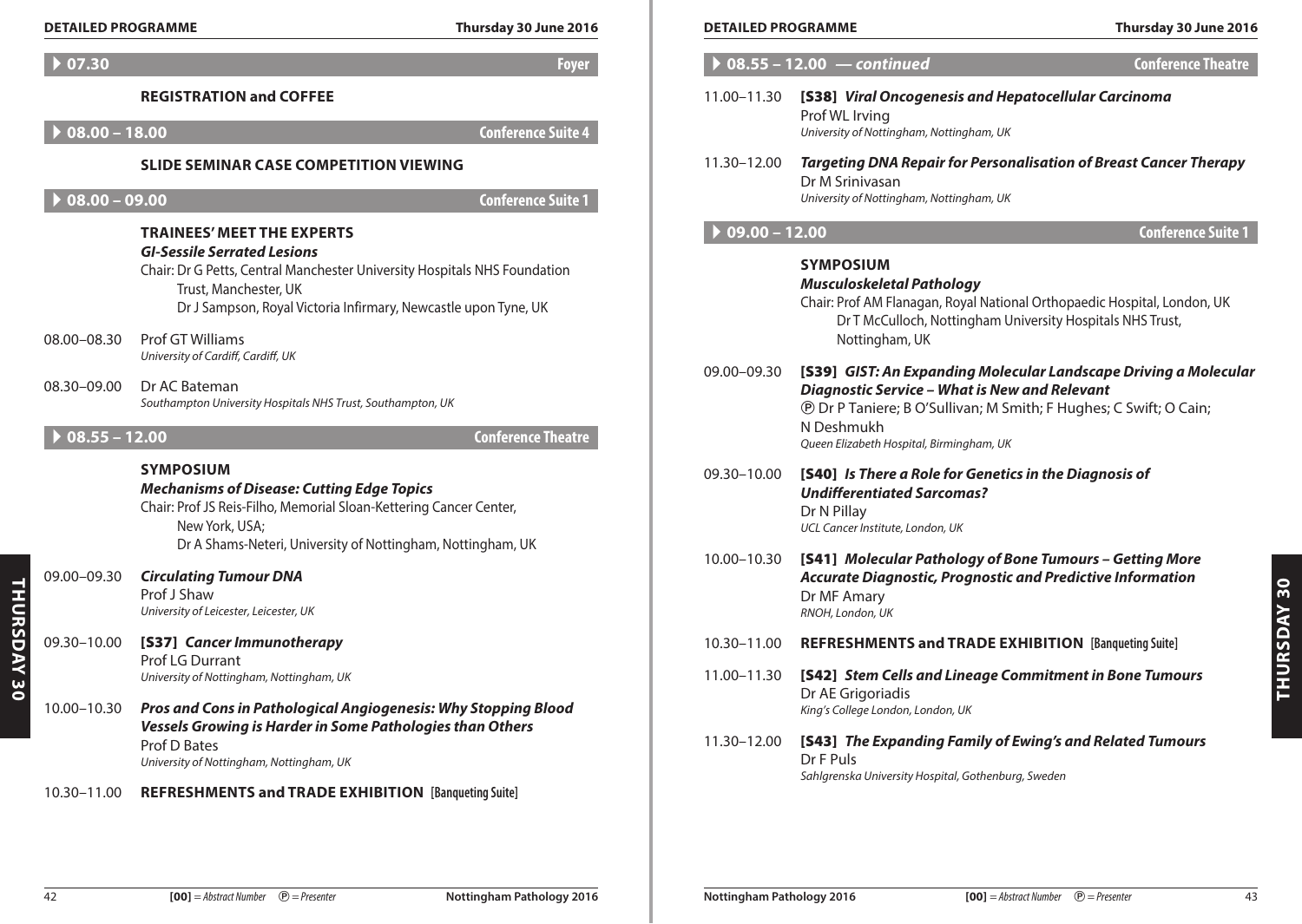## 07.30 — Foyer

### REGISTRATION and COFFEE

## 08.00 – 18.00 — Conference Suite 4

### SLIDE SEMINAR CASE COMPETITION VIEWING

## 08.00 – 09.00 — Conference Suite 1

### TRAINEES' MEET THE EXPERTS

***GI-Sessile Serrated Lesions***

Chair: Dr G Petts, Central Manchester University Hospitals NHS Foundation Trust, Manchester, UK
Dr J Sampson, Royal Victoria Infirmary, Newcastle upon Tyne, UK

08.00–08.30 Prof GT Williams
*University of Cardiff, Cardiff, UK*

08.30–09.00 Dr AC Bateman
*Southampton University Hospitals NHS Trust, Southampton, UK*

## 08.55 – 12.00 — Conference Theatre

### SYMPOSIUM

***Mechanisms of Disease: Cutting Edge Topics***

Chair: Prof JS Reis-Filho, Memorial Sloan-Kettering Cancer Center, New York, USA;
Dr A Shams-Neteri, University of Nottingham, Nottingham, UK

09.00–09.30 ***Circulating Tumour DNA***
Prof J Shaw
*University of Leicester, Leicester, UK*

09.30–10.00 **[S37]** ***Cancer Immunotherapy***
Prof LG Durrant
*University of Nottingham, Nottingham, UK*

10.00–10.30 ***Pros and Cons in Pathological Angiogenesis: Why Stopping Blood Vessels Growing is Harder in Some Pathologies than Others***
Prof D Bates
*University of Nottingham, Nottingham, UK*

10.30–11.00 **REFRESHMENTS and TRADE EXHIBITION** [Banqueting Suite]

## 08.55 – 12.00 — continued — Conference Theatre

11.00–11.30 **[S38]** ***Viral Oncogenesis and Hepatocellular Carcinoma***
Prof WL Irving
*University of Nottingham, Nottingham, UK*

11.30–12.00 ***Targeting DNA Repair for Personalisation of Breast Cancer Therapy***
Dr M Srinivasan
*University of Nottingham, Nottingham, UK*

## 09.00 – 12.00 — Conference Suite 1

### SYMPOSIUM

***Musculoskeletal Pathology***

Chair: Prof AM Flanagan, Royal National Orthopaedic Hospital, London, UK
Dr T McCulloch, Nottingham University Hospitals NHS Trust, Nottingham, UK

09.00–09.30 **[S39]** ***GIST: An Expanding Molecular Landscape Driving a Molecular Diagnostic Service – What is New and Relevant***
Ⓟ Dr P Taniere; B O'Sullivan; M Smith; F Hughes; C Swift; O Cain; N Deshmukh
*Queen Elizabeth Hospital, Birmingham, UK*

09.30–10.00 **[S40]** ***Is There a Role for Genetics in the Diagnosis of Undifferentiated Sarcomas?***
Dr N Pillay
*UCL Cancer Institute, London, UK*

10.00–10.30 **[S41]** ***Molecular Pathology of Bone Tumours – Getting More Accurate Diagnostic, Prognostic and Predictive Information***
Dr MF Amary
*RNOH, London, UK*

10.30–11.00 **REFRESHMENTS and TRADE EXHIBITION** [Banqueting Suite]

11.00–11.30 **[S42]** ***Stem Cells and Lineage Commitment in Bone Tumours***
Dr AE Grigoriadis
*King's College London, London, UK*

11.30–12.00 **[S43]** ***The Expanding Family of Ewing's and Related Tumours***
Dr F Puls
*Sahlgrenska University Hospital, Gothenburg, Sweden*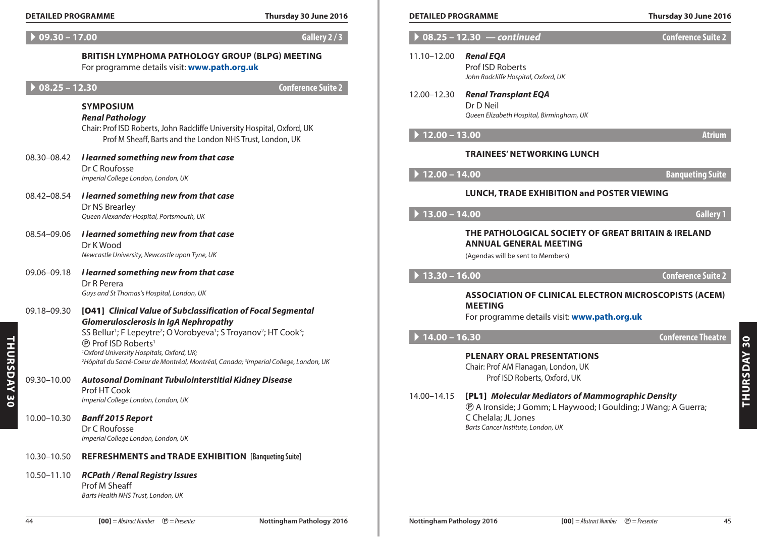## ▸ 09.30 – 17.00 — Gallery 2 / 3

**BRITISH LYMPHOMA PATHOLOGY GROUP (BLPG) MEETING**
For programme details visit: **www.path.org.uk**

## ▸ 08.25 – 12.30 — Conference Suite 2

**SYMPOSIUM**
***Renal Pathology***
Chair: Prof ISD Roberts, John Radcliffe University Hospital, Oxford, UK
Prof M Sheaff, Barts and the London NHS Trust, London, UK

08.30–08.42 ***I learned something new from that case***
Dr C Roufosse
*Imperial College London, London, UK*

08.42–08.54 ***I learned something new from that case***
Dr NS Brearley
*Queen Alexander Hospital, Portsmouth, UK*

08.54–09.06 ***I learned something new from that case***
Dr K Wood
*Newcastle University, Newcastle upon Tyne, UK*

09.06–09.18 ***I learned something new from that case***
Dr R Perera
*Guys and St Thomas's Hospital, London, UK*

09.18–09.30 **[O41]** ***Clinical Value of Subclassification of Focal Segmental Glomerulosclerosis in IgA Nephropathy***
SS Bellur[1]; F Lepeytre[2]; O Vorobyeva[1]; S Troyanov[2]; HT Cook[3]; Ⓟ Prof ISD Roberts[1]
*[1]Oxford University Hospitals, Oxford, UK;*
*[2]Hôpital du Sacré-Coeur de Montréal, Montréal, Canada; [3]Imperial College, London, UK*

09.30–10.00 ***Autosonal Dominant Tubulointerstitial Kidney Disease***
Prof HT Cook
*Imperial College London, London, UK*

10.00–10.30 ***Banff 2015 Report***
Dr C Roufosse
*Imperial College London, London, UK*

10.30–10.50 **REFRESHMENTS and TRADE EXHIBITION** **[Banqueting Suite]**

10.50–11.10 ***RCPath / Renal Registry Issues***
Prof M Sheaff
*Barts Health NHS Trust, London, UK*

## ▸ 08.25 – 12.30 — *continued* — Conference Suite 2

11.10–12.00 ***Renal EQA***
Prof ISD Roberts
*John Radcliffe Hospital, Oxford, UK*

12.00–12.30 ***Renal Transplant EQA***
Dr D Neil
*Queen Elizabeth Hospital, Birmingham, UK*

## ▸ 12.00 – 13.00 — Atrium

**TRAINEES' NETWORKING LUNCH**

## ▸ 12.00 – 14.00 — Banqueting Suite

**LUNCH, TRADE EXHIBITION and POSTER VIEWING**

## ▸ 13.00 – 14.00 — Gallery 1

**THE PATHOLOGICAL SOCIETY OF GREAT BRITAIN & IRELAND ANNUAL GENERAL MEETING**
(Agendas will be sent to Members)

## ▸ 13.30 – 16.00 — Conference Suite 2

**ASSOCIATION OF CLINICAL ELECTRON MICROSCOPISTS (ACEM) MEETING**
For programme details visit: **www.path.org.uk**

## ▸ 14.00 – 16.30 — Conference Theatre

**PLENARY ORAL PRESENTATIONS**
Chair: Prof AM Flanagan, London, UK
Prof ISD Roberts, Oxford, UK

14.00–14.15 **[PL1]** ***Molecular Mediators of Mammographic Density***
Ⓟ A Ironside; J Gomm; L Haywood; I Goulding; J Wang; A Guerra; C Chelala; JL Jones
*Barts Cancer Institute, London, UK*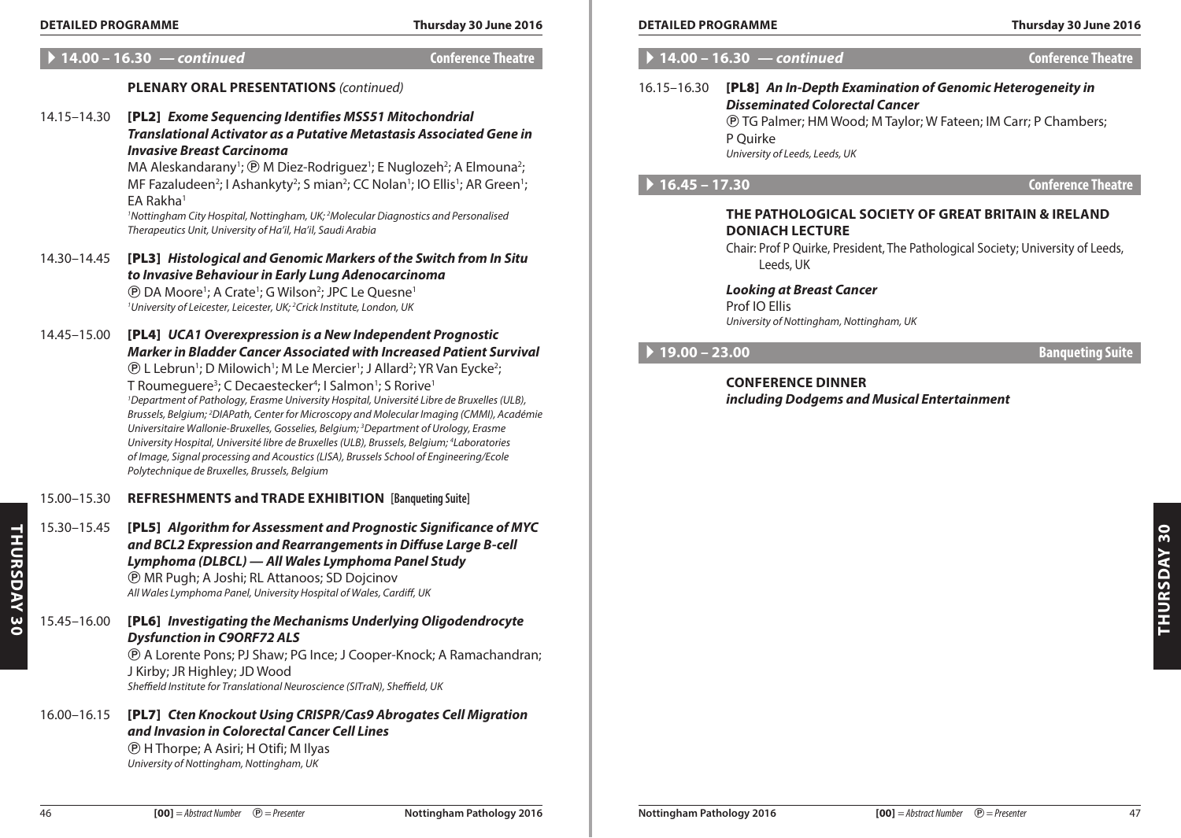## 14.00 – 16.30 — *continued* — Conference Theatre

### PLENARY ORAL PRESENTATIONS *(continued)*

14.15–14.30 **[PL2]** ***Exome Sequencing Identifies MSS51 Mitochondrial Translational Activator as a Putative Metastasis Associated Gene in Invasive Breast Carcinoma***
MA Aleskandarany[1]; Ⓟ M Diez-Rodriguez[1]; E Nuglozeh[2]; A Elmouna[2]; MF Fazaludeen[2]; I Ashankyty[2]; S mian[2]; CC Nolan[1]; IO Ellis[1]; AR Green[1]; EA Rakha[1]
*[1]Nottingham City Hospital, Nottingham, UK; [2]Molecular Diagnostics and Personalised Therapeutics Unit, University of Ha'il, Ha'il, Saudi Arabia*

14.30–14.45 **[PL3]** ***Histological and Genomic Markers of the Switch from In Situ to Invasive Behaviour in Early Lung Adenocarcinoma***
Ⓟ DA Moore[1]; A Crate[1]; G Wilson[2]; JPC Le Quesne[1]
*[1]University of Leicester, Leicester, UK; [2]Crick Institute, London, UK*

14.45–15.00 **[PL4]** ***UCA1 Overexpression is a New Independent Prognostic Marker in Bladder Cancer Associated with Increased Patient Survival***
Ⓟ L Lebrun[1]; D Milowich[1]; M Le Mercier[1]; J Allard[2]; YR Van Eycke[2]; T Roumeguere[3]; C Decaestecker[4]; I Salmon[1]; S Rorive[1]
*[1]Department of Pathology, Erasme University Hospital, Université Libre de Bruxelles (ULB), Brussels, Belgium; [2]DIAPath, Center for Microscopy and Molecular Imaging (CMMI), Académie Universitaire Wallonie-Bruxelles, Gosselies, Belgium; [3]Department of Urology, Erasme University Hospital, Université libre de Bruxelles (ULB), Brussels, Belgium; [4]Laboratories of Image, Signal processing and Acoustics (LISA), Brussels School of Engineering/Ecole Polytechnique de Bruxelles, Brussels, Belgium*

15.00–15.30 **REFRESHMENTS and TRADE EXHIBITION [Banqueting Suite]**

15.30–15.45 **[PL5]** ***Algorithm for Assessment and Prognostic Significance of MYC and BCL2 Expression and Rearrangements in Diffuse Large B-cell Lymphoma (DLBCL) — All Wales Lymphoma Panel Study***
Ⓟ MR Pugh; A Joshi; RL Attanoos; SD Dojcinov
*All Wales Lymphoma Panel, University Hospital of Wales, Cardiff, UK*

15.45–16.00 **[PL6]** ***Investigating the Mechanisms Underlying Oligodendrocyte Dysfunction in C9ORF72 ALS***
Ⓟ A Lorente Pons; PJ Shaw; PG Ince; J Cooper-Knock; A Ramachandran; J Kirby; JR Highley; JD Wood
*Sheffield Institute for Translational Neuroscience (SITraN), Sheffield, UK*

16.00–16.15 **[PL7]** ***Cten Knockout Using CRISPR/Cas9 Abrogates Cell Migration and Invasion in Colorectal Cancer Cell Lines***
Ⓟ H Thorpe; A Asiri; H Otifi; M Ilyas
*University of Nottingham, Nottingham, UK*

16.15–16.30 **[PL8]** ***An In-Depth Examination of Genomic Heterogeneity in Disseminated Colorectal Cancer***
Ⓟ TG Palmer; HM Wood; M Taylor; W Fateen; IM Carr; P Chambers; P Quirke
*University of Leeds, Leeds, UK*

## 16.45 – 17.30 — Conference Theatre

### THE PATHOLOGICAL SOCIETY OF GREAT BRITAIN & IRELAND DONIACH LECTURE

Chair: Prof P Quirke, President, The Pathological Society; University of Leeds, Leeds, UK

***Looking at Breast Cancer***
Prof IO Ellis
*University of Nottingham, Nottingham, UK*

## 19.00 – 23.00 — Banqueting Suite

### CONFERENCE DINNER
***including Dodgems and Musical Entertainment***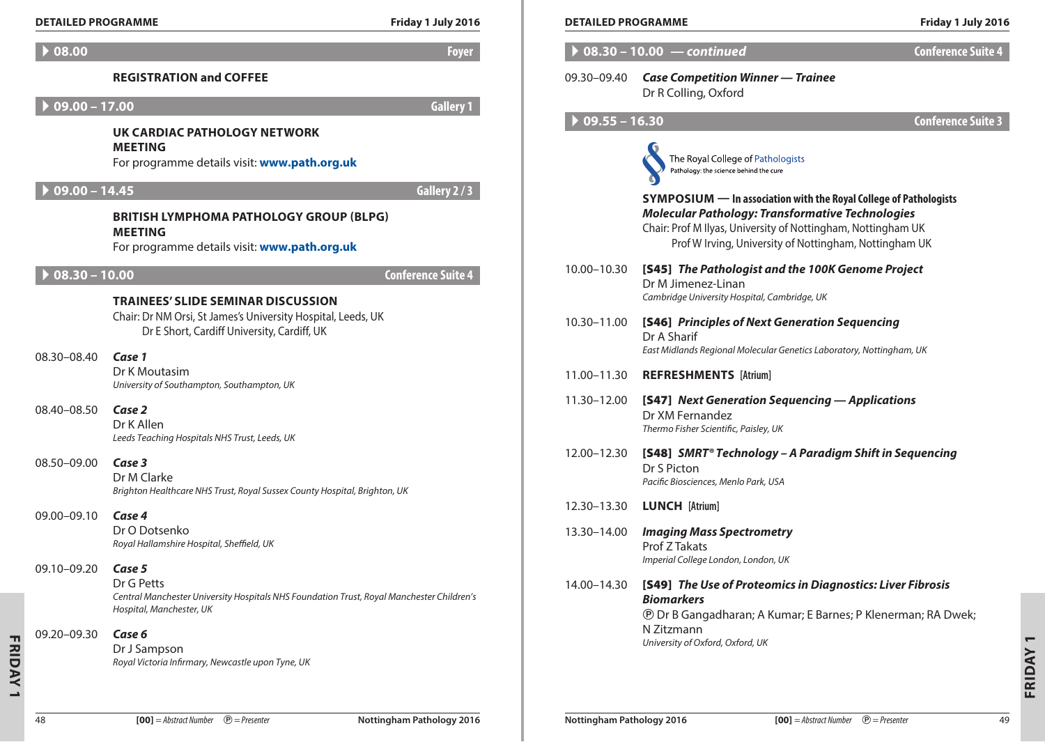## 08.00 — Foyer

**REGISTRATION and COFFEE**

## 09.00 – 17.00 — Gallery 1

**UK CARDIAC PATHOLOGY NETWORK MEETING**

For programme details visit: **www.path.org.uk**

## 09.00 – 14.45 — Gallery 2 / 3

**BRITISH LYMPHOMA PATHOLOGY GROUP (BLPG) MEETING**

For programme details visit: **www.path.org.uk**

## 08.30 – 10.00 — Conference Suite 4

**TRAINEES' SLIDE SEMINAR DISCUSSION**

Chair: Dr NM Orsi, St James's University Hospital, Leeds, UK
Dr E Short, Cardiff University, Cardiff, UK

08.30–08.40 ***Case 1***
Dr K Moutasim
*University of Southampton, Southampton, UK*

08.40–08.50 ***Case 2***
Dr K Allen
*Leeds Teaching Hospitals NHS Trust, Leeds, UK*

08.50–09.00 ***Case 3***
Dr M Clarke
*Brighton Healthcare NHS Trust, Royal Sussex County Hospital, Brighton, UK*

09.00–09.10 ***Case 4***
Dr O Dotsenko
*Royal Hallamshire Hospital, Sheffield, UK*

09.10–09.20 ***Case 5***
Dr G Petts
*Central Manchester University Hospitals NHS Foundation Trust, Royal Manchester Children's Hospital, Manchester, UK*

09.20–09.30 ***Case 6***
Dr J Sampson
*Royal Victoria Infirmary, Newcastle upon Tyne, UK*

## 08.30 – 10.00 — *continued* — Conference Suite 4

09.30–09.40 ***Case Competition Winner — Trainee***
Dr R Colling, Oxford

## 09.55 – 16.30 — Conference Suite 3

The Royal College of Pathologists
Pathology: the science behind the cure

**SYMPOSIUM — In association with the Royal College of Pathologists**
***Molecular Pathology: Transformative Technologies***
Chair: Prof M Ilyas, University of Nottingham, Nottingham UK
Prof W Irving, University of Nottingham, Nottingham UK

10.00–10.30 **[S45]** ***The Pathologist and the 100K Genome Project***
Dr M Jimenez-Linan
*Cambridge University Hospital, Cambridge, UK*

10.30–11.00 **[S46]** ***Principles of Next Generation Sequencing***
Dr A Sharif
*East Midlands Regional Molecular Genetics Laboratory, Nottingham, UK*

11.00–11.30 **REFRESHMENTS** [Atrium]

11.30–12.00 **[S47]** ***Next Generation Sequencing — Applications***
Dr XM Fernandez
*Thermo Fisher Scientific, Paisley, UK*

12.00–12.30 **[S48]** ***SMRT® Technology – A Paradigm Shift in Sequencing***
Dr S Picton
*Pacific Biosciences, Menlo Park, USA*

12.30–13.30 **LUNCH** [Atrium]

13.30–14.00 ***Imaging Mass Spectrometry***
Prof Z Takats
*Imperial College London, London, UK*

14.00–14.30 **[S49]** ***The Use of Proteomics in Diagnostics: Liver Fibrosis Biomarkers***
Ⓟ Dr B Gangadharan; A Kumar; E Barnes; P Klenerman; RA Dwek; N Zitzmann
*University of Oxford, Oxford, UK*

**[00]** = Abstract Number Ⓟ = Presenter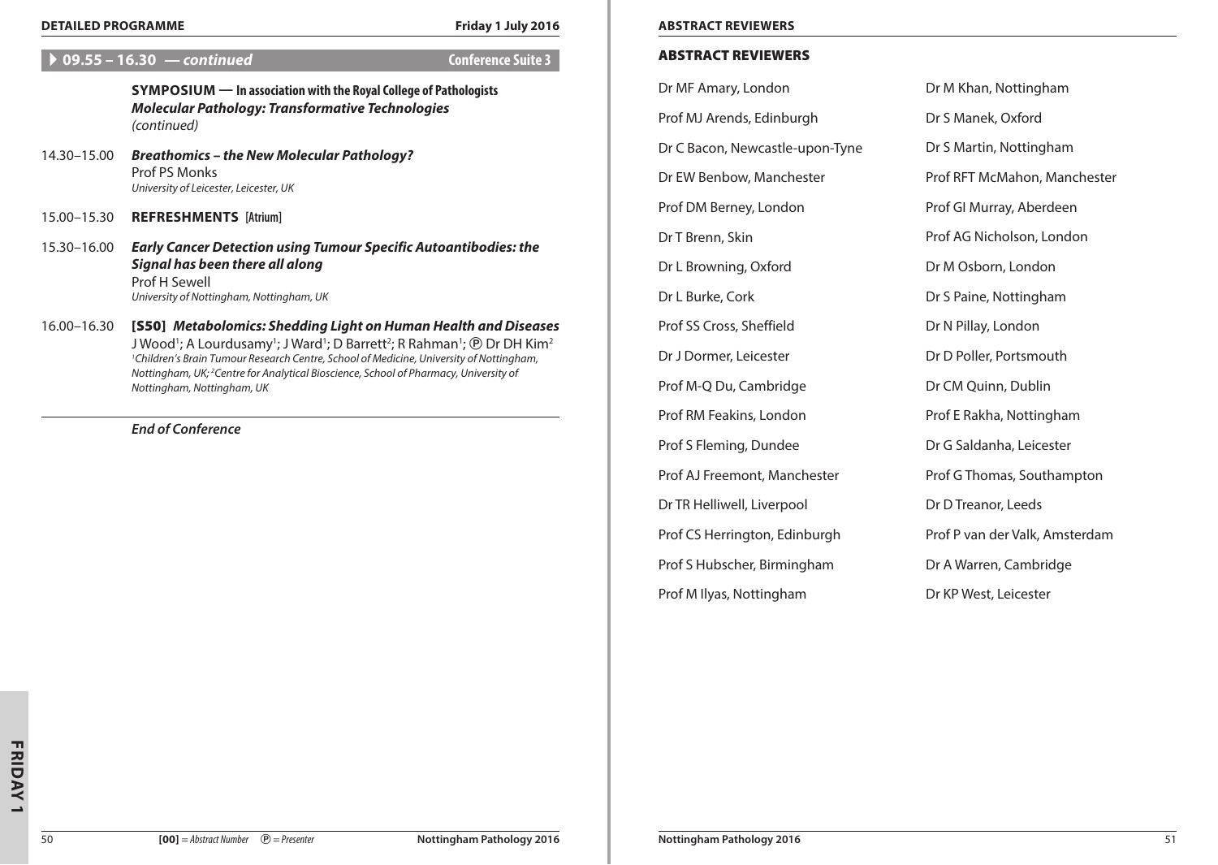## 09.55 – 16.30 — *continued* — Conference Suite 3

**SYMPOSIUM — In association with the Royal College of Pathologists**
***Molecular Pathology: Transformative Technologies***
*(continued)*

14.30–15.00 ***Breathomics – the New Molecular Pathology?***
Prof PS Monks
*University of Leicester, Leicester, UK*

15.00–15.30 **REFRESHMENTS [Atrium]**

15.30–16.00 ***Early Cancer Detection using Tumour Specific Autoantibodies: the Signal has been there all along***
Prof H Sewell
*University of Nottingham, Nottingham, UK*

16.00–16.30 **[S50]** ***Metabolomics: Shedding Light on Human Health and Diseases***
J Wood[1]; A Lourdusamy[1]; J Ward[1]; D Barrett[2]; R Rahman[1]; Ⓟ Dr DH Kim[2]
*[1]Children's Brain Tumour Research Centre, School of Medicine, University of Nottingham, Nottingham, UK; [2]Centre for Analytical Bioscience, School of Pharmacy, University of Nottingham, Nottingham, UK*

***End of Conference***

[00] = Abstract Number Ⓟ = Presenter

## ABSTRACT REVIEWERS

Dr MF Amary, London
Prof MJ Arends, Edinburgh
Dr C Bacon, Newcastle-upon-Tyne
Dr EW Benbow, Manchester
Prof DM Berney, London
Dr T Brenn, Skin
Dr L Browning, Oxford
Dr L Burke, Cork
Prof SS Cross, Sheffield
Dr J Dormer, Leicester
Prof M-Q Du, Cambridge
Prof RM Feakins, London
Prof S Fleming, Dundee
Prof AJ Freemont, Manchester
Dr TR Helliwell, Liverpool
Prof CS Herrington, Edinburgh
Prof S Hubscher, Birmingham
Prof M Ilyas, Nottingham
Dr M Khan, Nottingham
Dr S Manek, Oxford
Dr S Martin, Nottingham
Prof RFT McMahon, Manchester
Prof GI Murray, Aberdeen
Prof AG Nicholson, London
Dr M Osborn, London
Dr S Paine, Nottingham
Dr N Pillay, London
Dr D Poller, Portsmouth
Dr CM Quinn, Dublin
Prof E Rakha, Nottingham
Dr G Saldanha, Leicester
Prof G Thomas, Southampton
Dr D Treanor, Leeds
Prof P van der Valk, Amsterdam
Dr A Warren, Cambridge
Dr KP West, Leicester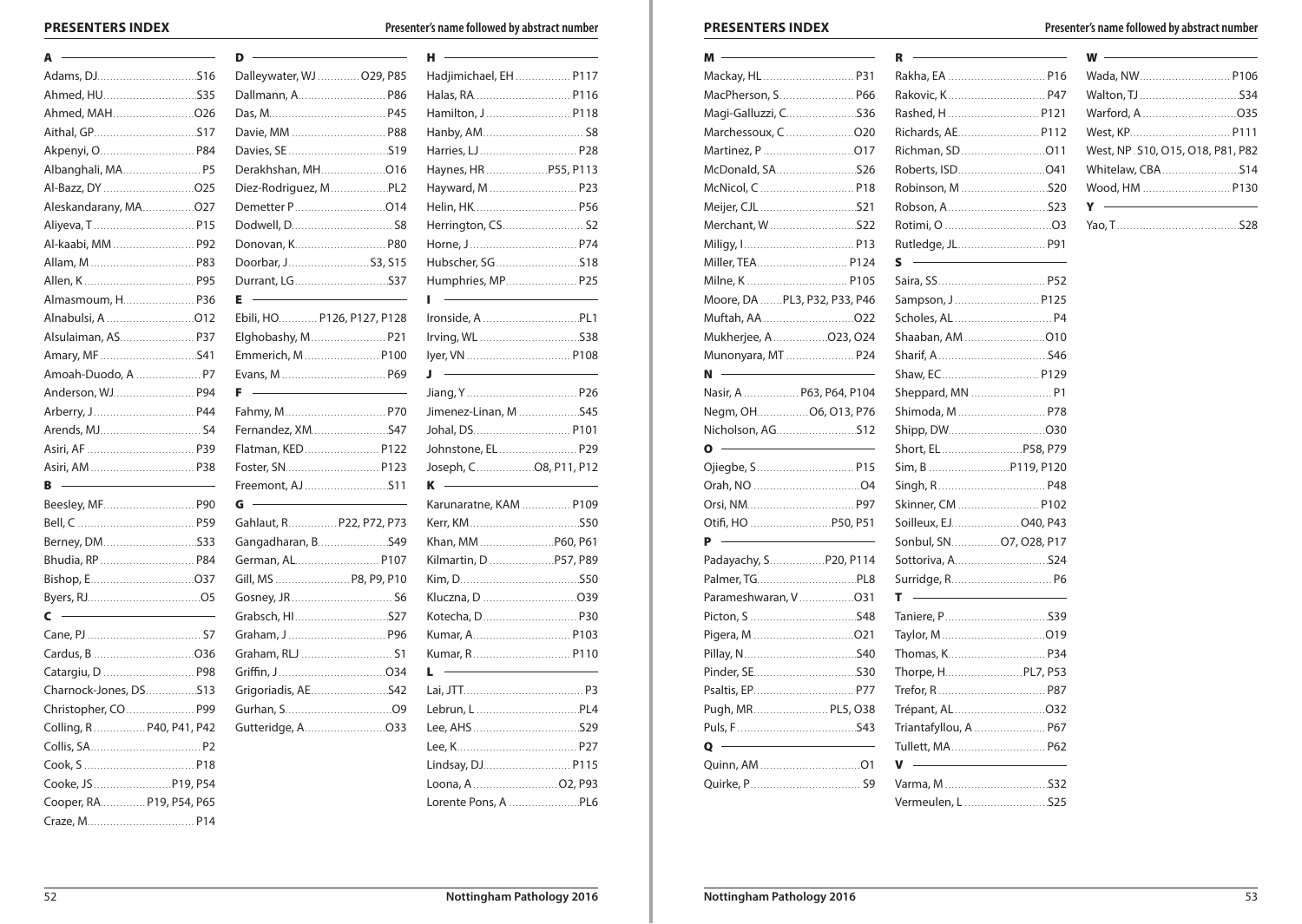# PRESENTERS INDEX

Presenter's name followed by abstract number

**A**

Adams, DJ ... S16
Ahmed, HU ... S35
Ahmed, MAH ... O26
Aithal, GP ... S17
Akpenyi, O ... P84
Albanghali, MA ... P5
Al-Bazz, DY ... O25
Aleskandarany, MA ... O27
Aliyeva, T ... P15
Al-kaabi, MM ... P92
Allam, M ... P83
Allen, K ... P95
Almasmoum, H ... P36
Alnabulsi, A ... O12
Alsulaiman, AS ... P37
Amary, MF ... S41
Amoah-Duodo, A ... P7
Anderson, WJ ... P94
Arberry, J ... P44
Arends, MJ ... S4
Asiri, AF ... P39
Asiri, AM ... P38

**B**

Beesley, MF ... P90
Bell, C ... P59
Berney, DM ... S33
Bhudia, RP ... P84
Bishop, E ... O37
Byers, RJ ... O5

**C**

Cane, PJ ... S7
Cardus, B ... O36
Catargiu, D ... P98
Charnock-Jones, DS ... S13
Christopher, CO ... P99
Colling, R ... P40, P41, P42
Collis, SA ... P2
Cook, S ... P18
Cooke, JS ... P19, P54
Cooper, RA ... P19, P54, P65
Craze, M ... P14

**D**

Dalleywater, WJ ... O29, P85
Dallmann, A ... P86
Das, M ... P45
Davie, MM ... P88
Davies, SE ... S19
Derakhshan, MH ... O16
Diez-Rodriguez, M ... PL2
Demetter P ... O14
Dodwell, D ... S8
Donovan, K ... P80
Doorbar, J ... S3, S15
Durrant, LG ... S37

**E**

Ebili, HO ... P126, P127, P128
Elghobashy, M ... P21
Emmerich, M ... P100
Evans, M ... P69

**F**

Fahmy, M ... P70
Fernandez, XM ... S47
Flatman, KED ... P122
Foster, SN ... P123
Freemont, AJ ... S11

**G**

Gahlaut, R ... P22, P72, P73
Gangadharan, B ... S49
German, AL ... P107
Gill, MS ... P8, P9, P10
Gosney, JR ... S6
Grabsch, HI ... S27
Graham, J ... P96
Graham, RLJ ... S1
Griffin, J ... O34
Grigoriadis, AE ... S42
Gurhan, S ... O9
Gutteridge, A ... O33

**H**

Hadjimichael, EH ... P117
Halas, RA ... P116
Hamilton, J ... P118
Hanby, AM ... S8
Harries, LJ ... P28
Haynes, HR ... P55, P113
Hayward, M ... P23
Helin, HK ... P56
Herrington, CS ... S2
Horne, J ... P74
Hubscher, SG ... S18
Humphries, MP ... P25

**I**

Ironside, A ... PL1
Irving, WL ... S38
Iyer, VN ... P108

**J**

Jiang, Y ... P26
Jimenez-Linan, M ... S45
Johal, DS ... P101
Johnstone, EL ... P29
Joseph, C ... O8, P11, P12

**K**

Karunaratne, KAM ... P109
Kerr, KM ... S50
Khan, MM ... P60, P61
Kilmartin, D ... P57, P89
Kim, D ... S50
Kluczna, D ... O39
Kotecha, D ... P30
Kumar, A ... P103
Kumar, R ... P110

**L**

Lai, JTT ... P3
Lebrun, L ... PL4
Lee, AHS ... S29
Lee, K ... P27
Lindsay, DJ ... P115
Loona, A ... O2, P93
Lorente Pons, A ... PL6

**M**

Mackay, HL ... P31
MacPherson, S ... P66
Magi-Galluzzi, C ... S36
Marchessoux, C ... O20
Martinez, P ... O17
McDonald, SA ... S26
McNicol, C ... P18
Meijer, CJL ... S21
Merchant, W ... S22
Miligy, I ... P13
Miller, TEA ... P124
Milne, K ... P105
Moore, DA ... PL3, P32, P33, P46
Muftah, AA ... O22
Mukherjee, A ... O23, O24
Munonyara, MT ... P24

**N**

Nasir, A ... P63, P64, P104
Negm, OH ... O6, O13, P76
Nicholson, AG ... S12

**O**

Ojiegbe, S ... P15
Orah, NO ... O4
Orsi, NM ... P97
Otifi, HO ... P50, P51

**P**

Padayachy, S ... P20, P114
Palmer, TG ... PL8
Parameshwaran, V ... O31
Picton, S ... S48
Pigera, M ... O21
Pillay, N ... S40
Pinder, SE ... S30
Psaltis, EP ... P77
Pugh, MR ... PL5, O38
Puls, F ... S43

**Q**

Quinn, AM ... O1
Quirke, P ... S9

**R**

Rakha, EA ... P16
Rakovic, K ... P47
Rashed, H ... P121
Richards, AE ... P112
Richman, SD ... O11
Roberts, ISD ... O41
Robinson, M ... S20
Robson, A ... S23
Rotimi, O ... O3
Rutledge, JL ... P91

**S**

Saira, SS ... P52
Sampson, J ... P125
Scholes, AL ... P4
Shaaban, AM ... O10
Sharif, A ... S46
Shaw, EC ... P129
Sheppard, MN ... P1
Shimoda, M ... P78
Shipp, DW ... O30
Short, EL ... P58, P79
Sim, B ... P119, P120
Singh, R ... P48
Skinner, CM ... P102
Soilleux, EJ ... O40, P43
Sonbul, SN ... O7, O28, P17
Sottoriva, A ... S24
Surridge, R ... P6

**T**

Taniere, P ... S39
Taylor, M ... O19
Thomas, K ... P34
Thorpe, H ... PL7, P53
Trefor, R ... P87
Trépant, AL ... O32
Triantafyllou, A ... P67
Tullett, MA ... P62

**V**

Varma, M ... S32
Vermeulen, L ... S25

**W**

Wada, NW ... P106
Walton, TJ ... S34
Warford, A ... O35
West, KP ... P111
West, NP ... S10, O15, O18, P81, P82
Whitelaw, CBA ... S14
Wood, HM ... P130

**Y**

Yao, T ... S28